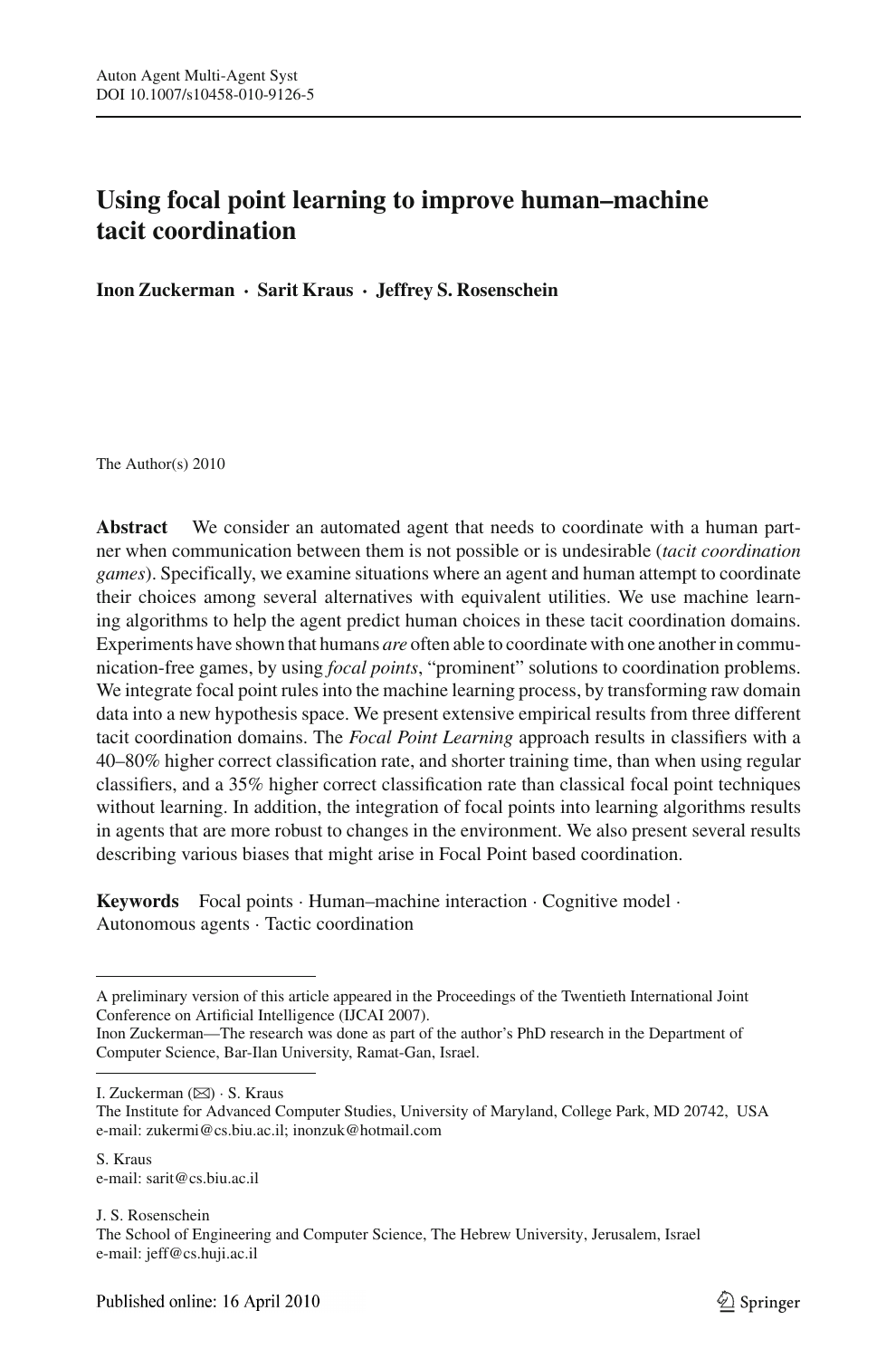# Using focal point learning to improve human–machine tacit coordination

**Inon Zuckerman · Sarit Kraus · Jeffrey S. Rosenschein**

The Author(s) 2010

**Abstract** We consider an automated agent that needs to coordinate with a human partner when communication between them is not possible or is undesirable (*tacit coordination games*). Specifically, we examine situations where an agent and human attempt to coordinate their choices among several alternatives with equivalent utilities. We use machine learning algorithms to help the agent predict human choices in these tacit coordination domains. Experiments have shown that humans *are* often able to coordinate with one another in communication-free games, by using *focal points*, "prominent" solutions to coordination problems. We integrate focal point rules into the machine learning process, by transforming raw domain data into a new hypothesis space. We present extensive empirical results from three different tacit coordination domains. The *Focal Point Learning* approach results in classifiers with a 40–80% higher correct classification rate, and shorter training time, than when using regular classifiers, and a 35% higher correct classification rate than classical focal point techniques without learning. In addition, the integration of focal points into learning algorithms results in agents that are more robust to changes in the environment. We also present several results describing various biases that might arise in Focal Point based coordination.

**Keywords** Focal points · Human–machine interaction · Cognitive model · Autonomous agents · Tactic coordination

---

A preliminary version of this article appeared in the Proceedings of the Twentieth International Joint Conference on Artificial Intelligence (IJCAI 2007).

Inon Zuckerman—The research was done as part of the author's PhD research in the Department of Computer Science, Bar-Ilan University, Ramat-Gan, Israel.

---

I. Zuckerman (✉) · S. Kraus
The Institute for Advanced Computer Studies, University of Maryland, College Park, MD 20742, USA
e-mail: zukermi@cs.biu.ac.il; inonzuk@hotmail.com

S. Kraus
e-mail: sarit@cs.biu.ac.il

J. S. Rosenschein
The School of Engineering and Computer Science, The Hebrew University, Jerusalem, Israel
e-mail: jeff@cs.huji.ac.il

Published online: 16 April 2010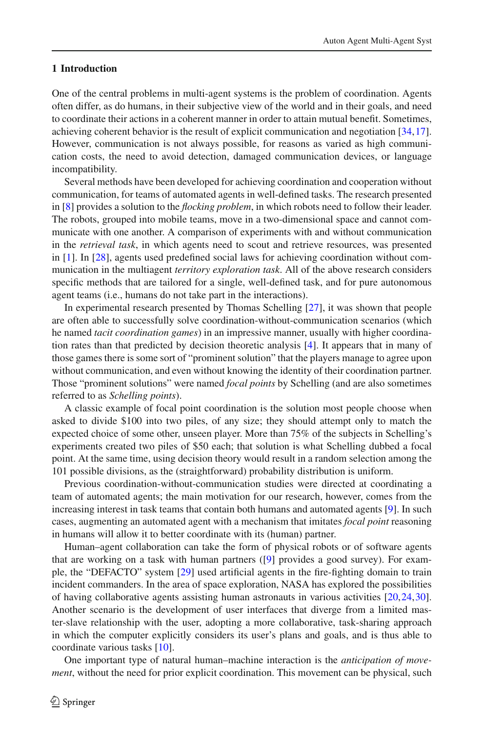## 1 Introduction

One of the central problems in multi-agent systems is the problem of coordination. Agents often differ, as do humans, in their subjective view of the world and in their goals, and need to coordinate their actions in a coherent manner in order to attain mutual benefit. Sometimes, achieving coherent behavior is the result of explicit communication and negotiation [34,17]. However, communication is not always possible, for reasons as varied as high communication costs, the need to avoid detection, damaged communication devices, or language incompatibility.

Several methods have been developed for achieving coordination and cooperation without communication, for teams of automated agents in well-defined tasks. The research presented in [8] provides a solution to the *flocking problem*, in which robots need to follow their leader. The robots, grouped into mobile teams, move in a two-dimensional space and cannot communicate with one another. A comparison of experiments with and without communication in the *retrieval task*, in which agents need to scout and retrieve resources, was presented in [1]. In [28], agents used predefined social laws for achieving coordination without communication in the multiagent *territory exploration task*. All of the above research considers specific methods that are tailored for a single, well-defined task, and for pure autonomous agent teams (i.e., humans do not take part in the interactions).

In experimental research presented by Thomas Schelling [27], it was shown that people are often able to successfully solve coordination-without-communication scenarios (which he named *tacit coordination games*) in an impressive manner, usually with higher coordination rates than that predicted by decision theoretic analysis [4]. It appears that in many of those games there is some sort of "prominent solution" that the players manage to agree upon without communication, and even without knowing the identity of their coordination partner. Those "prominent solutions" were named *focal points* by Schelling (and are also sometimes referred to as *Schelling points*).

A classic example of focal point coordination is the solution most people choose when asked to divide \$100 into two piles, of any size; they should attempt only to match the expected choice of some other, unseen player. More than 75% of the subjects in Schelling's experiments created two piles of \$50 each; that solution is what Schelling dubbed a focal point. At the same time, using decision theory would result in a random selection among the 101 possible divisions, as the (straightforward) probability distribution is uniform.

Previous coordination-without-communication studies were directed at coordinating a team of automated agents; the main motivation for our research, however, comes from the increasing interest in task teams that contain both humans and automated agents [9]. In such cases, augmenting an automated agent with a mechanism that imitates *focal point* reasoning in humans will allow it to better coordinate with its (human) partner.

Human–agent collaboration can take the form of physical robots or of software agents that are working on a task with human partners ([9] provides a good survey). For example, the "DEFACTO" system [29] used artificial agents in the fire-fighting domain to train incident commanders. In the area of space exploration, NASA has explored the possibilities of having collaborative agents assisting human astronauts in various activities [20,24,30]. Another scenario is the development of user interfaces that diverge from a limited master-slave relationship with the user, adopting a more collaborative, task-sharing approach in which the computer explicitly considers its user's plans and goals, and is thus able to coordinate various tasks [10].

One important type of natural human–machine interaction is the *anticipation of movement*, without the need for prior explicit coordination. This movement can be physical, such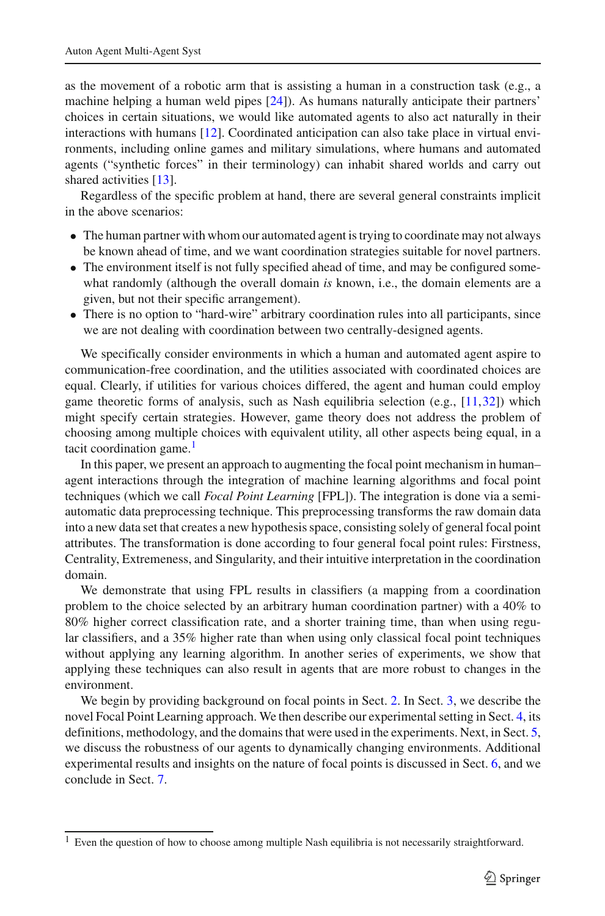as the movement of a robotic arm that is assisting a human in a construction task (e.g., a machine helping a human weld pipes [24]). As humans naturally anticipate their partners' choices in certain situations, we would like automated agents to also act naturally in their interactions with humans [12]. Coordinated anticipation can also take place in virtual environments, including online games and military simulations, where humans and automated agents ("synthetic forces" in their terminology) can inhabit shared worlds and carry out shared activities [13].

Regardless of the specific problem at hand, there are several general constraints implicit in the above scenarios:

- The human partner with whom our automated agent is trying to coordinate may not always be known ahead of time, and we want coordination strategies suitable for novel partners.
- The environment itself is not fully specified ahead of time, and may be configured somewhat randomly (although the overall domain *is* known, i.e., the domain elements are a given, but not their specific arrangement).
- There is no option to "hard-wire" arbitrary coordination rules into all participants, since we are not dealing with coordination between two centrally-designed agents.

We specifically consider environments in which a human and automated agent aspire to communication-free coordination, and the utilities associated with coordinated choices are equal. Clearly, if utilities for various choices differed, the agent and human could employ game theoretic forms of analysis, such as Nash equilibria selection (e.g., [11,32]) which might specify certain strategies. However, game theory does not address the problem of choosing among multiple choices with equivalent utility, all other aspects being equal, in a tacit coordination game.[1]

In this paper, we present an approach to augmenting the focal point mechanism in human–agent interactions through the integration of machine learning algorithms and focal point techniques (which we call *Focal Point Learning* [FPL]). The integration is done via a semi-automatic data preprocessing technique. This preprocessing transforms the raw domain data into a new data set that creates a new hypothesis space, consisting solely of general focal point attributes. The transformation is done according to four general focal point rules: Firstness, Centrality, Extremeness, and Singularity, and their intuitive interpretation in the coordination domain.

We demonstrate that using FPL results in classifiers (a mapping from a coordination problem to the choice selected by an arbitrary human coordination partner) with a 40% to 80% higher correct classification rate, and a shorter training time, than when using regular classifiers, and a 35% higher rate than when using only classical focal point techniques without applying any learning algorithm. In another series of experiments, we show that applying these techniques can also result in agents that are more robust to changes in the environment.

We begin by providing background on focal points in Sect. 2. In Sect. 3, we describe the novel Focal Point Learning approach. We then describe our experimental setting in Sect. 4, its definitions, methodology, and the domains that were used in the experiments. Next, in Sect. 5, we discuss the robustness of our agents to dynamically changing environments. Additional experimental results and insights on the nature of focal points is discussed in Sect. 6, and we conclude in Sect. 7.

[1] Even the question of how to choose among multiple Nash equilibria is not necessarily straightforward.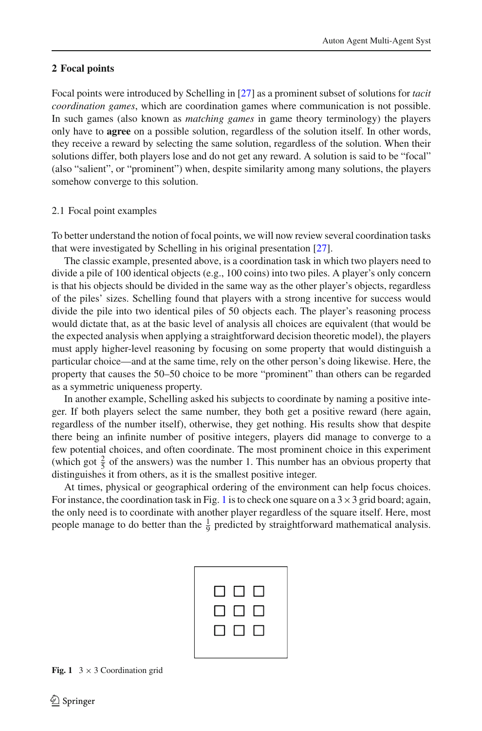## 2 Focal points

Focal points were introduced by Schelling in [27] as a prominent subset of solutions for *tacit coordination games*, which are coordination games where communication is not possible. In such games (also known as *matching games* in game theory terminology) the players only have to **agree** on a possible solution, regardless of the solution itself. In other words, they receive a reward by selecting the same solution, regardless of the solution. When their solutions differ, both players lose and do not get any reward. A solution is said to be "focal" (also "salient", or "prominent") when, despite similarity among many solutions, the players somehow converge to this solution.

### 2.1 Focal point examples

To better understand the notion of focal points, we will now review several coordination tasks that were investigated by Schelling in his original presentation [27].

The classic example, presented above, is a coordination task in which two players need to divide a pile of 100 identical objects (e.g., 100 coins) into two piles. A player's only concern is that his objects should be divided in the same way as the other player's objects, regardless of the piles' sizes. Schelling found that players with a strong incentive for success would divide the pile into two identical piles of 50 objects each. The player's reasoning process would dictate that, as at the basic level of analysis all choices are equivalent (that would be the expected analysis when applying a straightforward decision theoretic model), the players must apply higher-level reasoning by focusing on some property that would distinguish a particular choice—and at the same time, rely on the other person's doing likewise. Here, the property that causes the 50–50 choice to be more "prominent" than others can be regarded as a symmetric uniqueness property.

In another example, Schelling asked his subjects to coordinate by naming a positive integer. If both players select the same number, they both get a positive reward (here again, regardless of the number itself), otherwise, they get nothing. His results show that despite there being an infinite number of positive integers, players did manage to converge to a few potential choices, and often coordinate. The most prominent choice in this experiment (which got $\frac{2}{5}$ of the answers) was the number 1. This number has an obvious property that distinguishes it from others, as it is the smallest positive integer.

At times, physical or geographical ordering of the environment can help focus choices. For instance, the coordination task in Fig. 1 is to check one square on a $3 \times 3$ grid board; again, the only need is to coordinate with another player regardless of the square itself. Here, most people manage to do better than the $\frac{1}{9}$ predicted by straightforward mathematical analysis.

**Fig. 1** $3 \times 3$ Coordination grid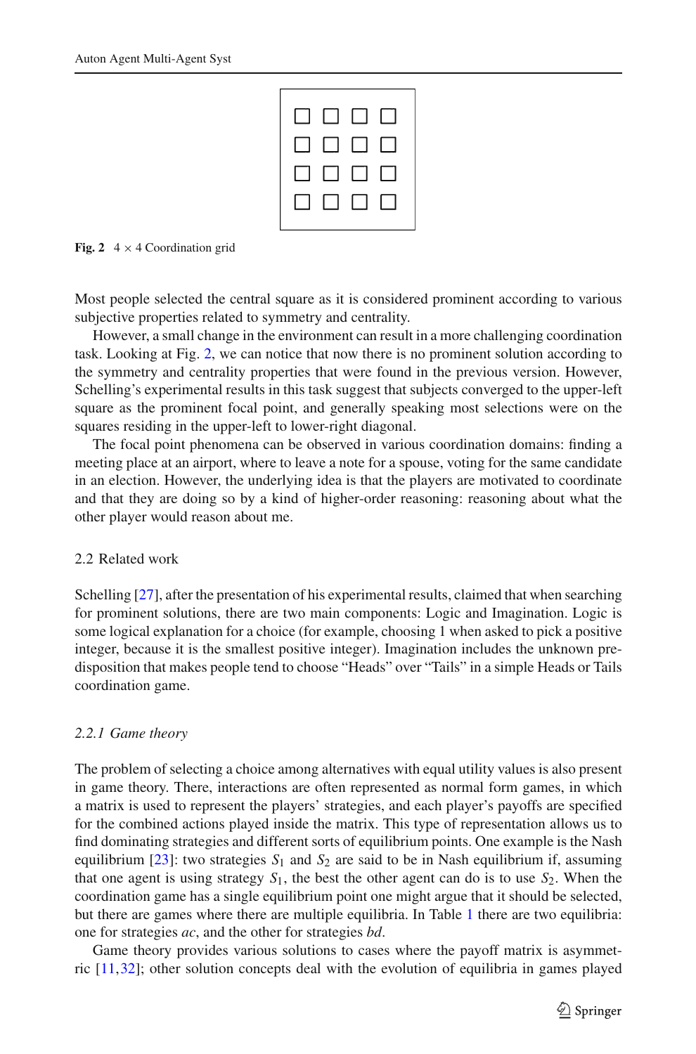**Fig. 2** 4 × 4 Coordination grid

Most people selected the central square as it is considered prominent according to various subjective properties related to symmetry and centrality.

However, a small change in the environment can result in a more challenging coordination task. Looking at Fig. 2, we can notice that now there is no prominent solution according to the symmetry and centrality properties that were found in the previous version. However, Schelling's experimental results in this task suggest that subjects converged to the upper-left square as the prominent focal point, and generally speaking most selections were on the squares residing in the upper-left to lower-right diagonal.

The focal point phenomena can be observed in various coordination domains: finding a meeting place at an airport, where to leave a note for a spouse, voting for the same candidate in an election. However, the underlying idea is that the players are motivated to coordinate and that they are doing so by a kind of higher-order reasoning: reasoning about what the other player would reason about me.

## 2.2 Related work

Schelling [27], after the presentation of his experimental results, claimed that when searching for prominent solutions, there are two main components: Logic and Imagination. Logic is some logical explanation for a choice (for example, choosing 1 when asked to pick a positive integer, because it is the smallest positive integer). Imagination includes the unknown predisposition that makes people tend to choose "Heads" over "Tails" in a simple Heads or Tails coordination game.

### *2.2.1 Game theory*

The problem of selecting a choice among alternatives with equal utility values is also present in game theory. There, interactions are often represented as normal form games, in which a matrix is used to represent the players' strategies, and each player's payoffs are specified for the combined actions played inside the matrix. This type of representation allows us to find dominating strategies and different sorts of equilibrium points. One example is the Nash equilibrium [23]: two strategies $S_1$ and $S_2$ are said to be in Nash equilibrium if, assuming that one agent is using strategy $S_1$, the best the other agent can do is to use $S_2$. When the coordination game has a single equilibrium point one might argue that it should be selected, but there are games where there are multiple equilibria. In Table 1 there are two equilibria: one for strategies *ac*, and the other for strategies *bd*.

Game theory provides various solutions to cases where the payoff matrix is asymmetric [11,32]; other solution concepts deal with the evolution of equilibria in games played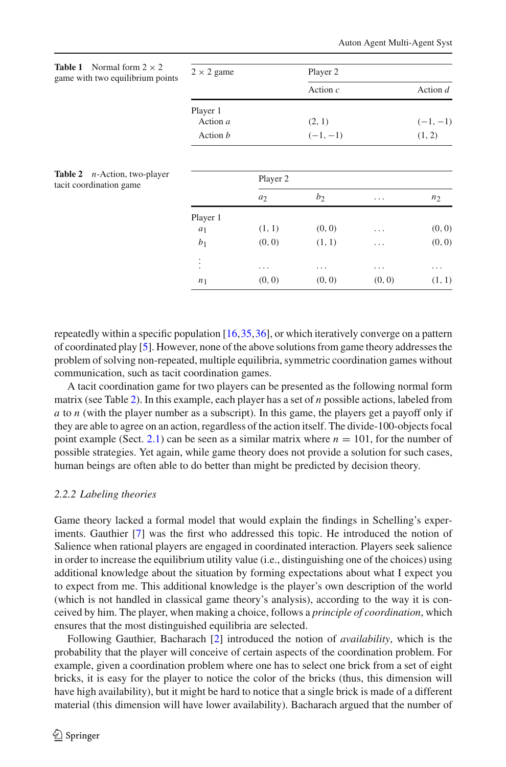**Table 1** Normal form $2 \times 2$ game with two equilibrium points

| $2 \times 2$ game | Player 2 | |
|---|---|---|
| | Action $c$ | Action $d$ |
| Player 1 | | |
| Action $a$ | (2, 1) | (−1, −1) |
| Action $b$ | (−1, −1) | (1, 2) |

**Table 2** $n$-Action, two-player tacit coordination game

| | Player 2 | | | |
|---|---|---|---|---|
| | $a_2$ | $b_2$ | … | $n_2$ |
| Player 1 | | | | |
| $a_1$ | (1, 1) | (0, 0) | … | (0, 0) |
| $b_1$ | (0, 0) | (1, 1) | … | (0, 0) |
| ⋮ | … | … | … | … |
| $n_1$ | (0, 0) | (0, 0) | (0, 0) | (1, 1) |

repeatedly within a specific population [16,35,36], or which iteratively converge on a pattern of coordinated play [5]. However, none of the above solutions from game theory addresses the problem of solving non-repeated, multiple equilibria, symmetric coordination games without communication, such as tacit coordination games.

A tacit coordination game for two players can be presented as the following normal form matrix (see Table 2). In this example, each player has a set of $n$ possible actions, labeled from $a$ to $n$ (with the player number as a subscript). In this game, the players get a payoff only if they are able to agree on an action, regardless of the action itself. The divide-100-objects focal point example (Sect. 2.1) can be seen as a similar matrix where $n = 101$, for the number of possible strategies. Yet again, while game theory does not provide a solution for such cases, human beings are often able to do better than might be predicted by decision theory.

### 2.2.2 Labeling theories

Game theory lacked a formal model that would explain the findings in Schelling's experiments. Gauthier [7] was the first who addressed this topic. He introduced the notion of Salience when rational players are engaged in coordinated interaction. Players seek salience in order to increase the equilibrium utility value (i.e., distinguishing one of the choices) using additional knowledge about the situation by forming expectations about what I expect you to expect from me. This additional knowledge is the player's own description of the world (which is not handled in classical game theory's analysis), according to the way it is conceived by him. The player, when making a choice, follows a *principle of coordination*, which ensures that the most distinguished equilibria are selected.

Following Gauthier, Bacharach [2] introduced the notion of *availability*, which is the probability that the player will conceive of certain aspects of the coordination problem. For example, given a coordination problem where one has to select one brick from a set of eight bricks, it is easy for the player to notice the color of the bricks (thus, this dimension will have high availability), but it might be hard to notice that a single brick is made of a different material (this dimension will have lower availability). Bacharach argued that the number of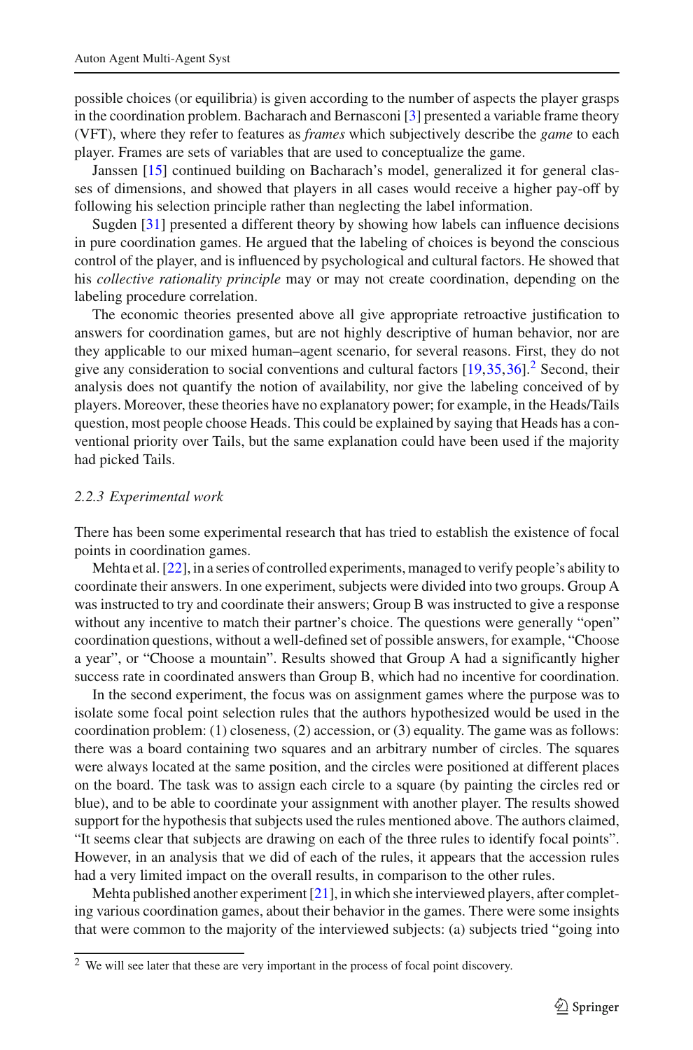possible choices (or equilibria) is given according to the number of aspects the player grasps in the coordination problem. Bacharach and Bernasconi [3] presented a variable frame theory (VFT), where they refer to features as *frames* which subjectively describe the *game* to each player. Frames are sets of variables that are used to conceptualize the game.

Janssen [15] continued building on Bacharach's model, generalized it for general classes of dimensions, and showed that players in all cases would receive a higher pay-off by following his selection principle rather than neglecting the label information.

Sugden [31] presented a different theory by showing how labels can influence decisions in pure coordination games. He argued that the labeling of choices is beyond the conscious control of the player, and is influenced by psychological and cultural factors. He showed that his *collective rationality principle* may or may not create coordination, depending on the labeling procedure correlation.

The economic theories presented above all give appropriate retroactive justification to answers for coordination games, but are not highly descriptive of human behavior, nor are they applicable to our mixed human–agent scenario, for several reasons. First, they do not give any consideration to social conventions and cultural factors [19,35,36].[2] Second, their analysis does not quantify the notion of availability, nor give the labeling conceived of by players. Moreover, these theories have no explanatory power; for example, in the Heads/Tails question, most people choose Heads. This could be explained by saying that Heads has a conventional priority over Tails, but the same explanation could have been used if the majority had picked Tails.

### *2.2.3 Experimental work*

There has been some experimental research that has tried to establish the existence of focal points in coordination games.

Mehta et al. [22], in a series of controlled experiments, managed to verify people's ability to coordinate their answers. In one experiment, subjects were divided into two groups. Group A was instructed to try and coordinate their answers; Group B was instructed to give a response without any incentive to match their partner's choice. The questions were generally "open" coordination questions, without a well-defined set of possible answers, for example, "Choose a year", or "Choose a mountain". Results showed that Group A had a significantly higher success rate in coordinated answers than Group B, which had no incentive for coordination.

In the second experiment, the focus was on assignment games where the purpose was to isolate some focal point selection rules that the authors hypothesized would be used in the coordination problem: (1) closeness, (2) accession, or (3) equality. The game was as follows: there was a board containing two squares and an arbitrary number of circles. The squares were always located at the same position, and the circles were positioned at different places on the board. The task was to assign each circle to a square (by painting the circles red or blue), and to be able to coordinate your assignment with another player. The results showed support for the hypothesis that subjects used the rules mentioned above. The authors claimed, "It seems clear that subjects are drawing on each of the three rules to identify focal points". However, in an analysis that we did of each of the rules, it appears that the accession rules had a very limited impact on the overall results, in comparison to the other rules.

Mehta published another experiment [21], in which she interviewed players, after completing various coordination games, about their behavior in the games. There were some insights that were common to the majority of the interviewed subjects: (a) subjects tried "going into

[2] We will see later that these are very important in the process of focal point discovery.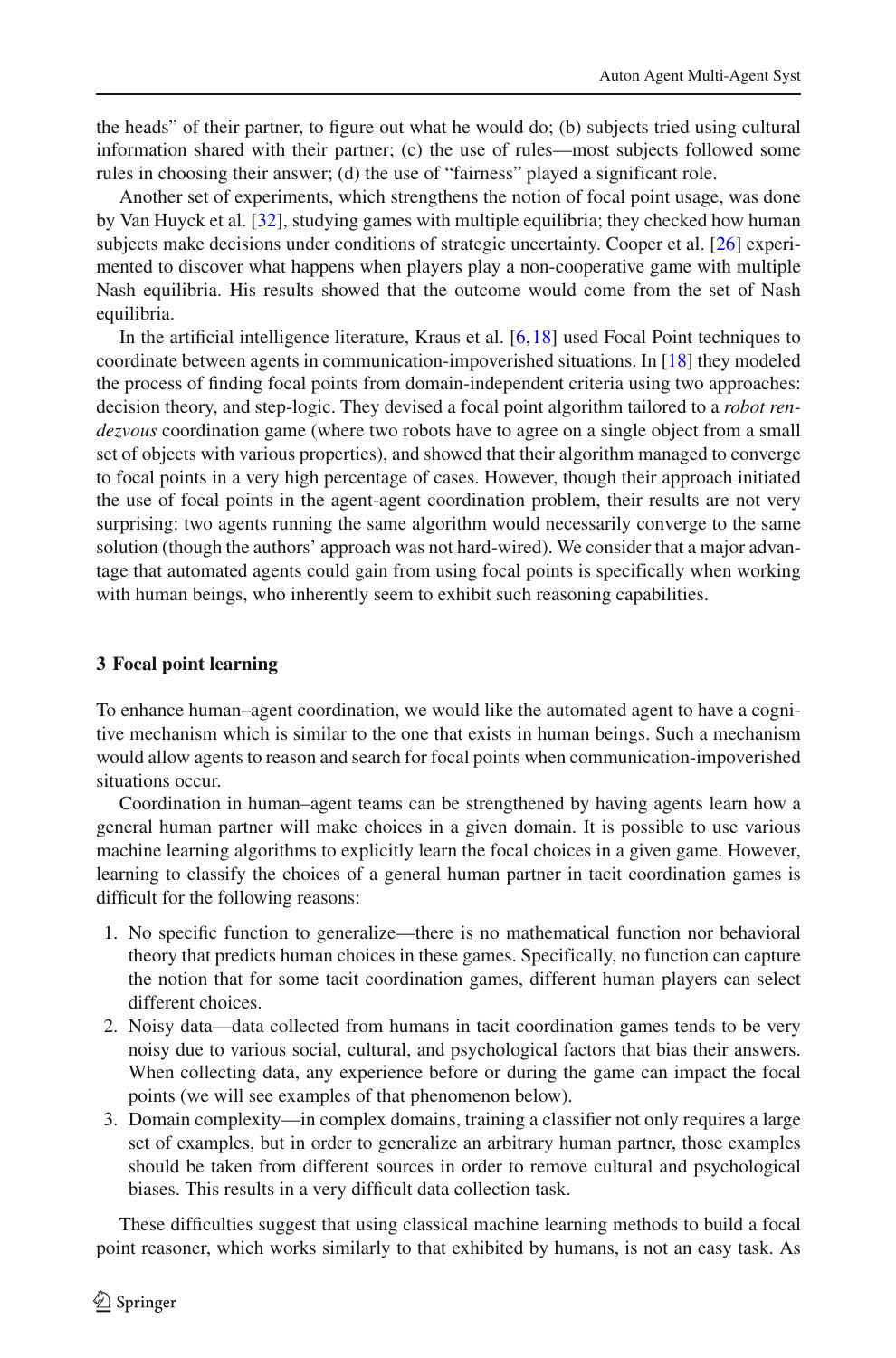the heads" of their partner, to figure out what he would do; (b) subjects tried using cultural information shared with their partner; (c) the use of rules—most subjects followed some rules in choosing their answer; (d) the use of "fairness" played a significant role.

Another set of experiments, which strengthens the notion of focal point usage, was done by Van Huyck et al. [32], studying games with multiple equilibria; they checked how human subjects make decisions under conditions of strategic uncertainty. Cooper et al. [26] experimented to discover what happens when players play a non-cooperative game with multiple Nash equilibria. His results showed that the outcome would come from the set of Nash equilibria.

In the artificial intelligence literature, Kraus et al. [6,18] used Focal Point techniques to coordinate between agents in communication-impoverished situations. In [18] they modeled the process of finding focal points from domain-independent criteria using two approaches: decision theory, and step-logic. They devised a focal point algorithm tailored to a *robot rendezvous* coordination game (where two robots have to agree on a single object from a small set of objects with various properties), and showed that their algorithm managed to converge to focal points in a very high percentage of cases. However, though their approach initiated the use of focal points in the agent-agent coordination problem, their results are not very surprising: two agents running the same algorithm would necessarily converge to the same solution (though the authors' approach was not hard-wired). We consider that a major advantage that automated agents could gain from using focal points is specifically when working with human beings, who inherently seem to exhibit such reasoning capabilities.

## 3 Focal point learning

To enhance human–agent coordination, we would like the automated agent to have a cognitive mechanism which is similar to the one that exists in human beings. Such a mechanism would allow agents to reason and search for focal points when communication-impoverished situations occur.

Coordination in human–agent teams can be strengthened by having agents learn how a general human partner will make choices in a given domain. It is possible to use various machine learning algorithms to explicitly learn the focal choices in a given game. However, learning to classify the choices of a general human partner in tacit coordination games is difficult for the following reasons:

1. No specific function to generalize—there is no mathematical function nor behavioral theory that predicts human choices in these games. Specifically, no function can capture the notion that for some tacit coordination games, different human players can select different choices.
2. Noisy data—data collected from humans in tacit coordination games tends to be very noisy due to various social, cultural, and psychological factors that bias their answers. When collecting data, any experience before or during the game can impact the focal points (we will see examples of that phenomenon below).
3. Domain complexity—in complex domains, training a classifier not only requires a large set of examples, but in order to generalize an arbitrary human partner, those examples should be taken from different sources in order to remove cultural and psychological biases. This results in a very difficult data collection task.

These difficulties suggest that using classical machine learning methods to build a focal point reasoner, which works similarly to that exhibited by humans, is not an easy task. As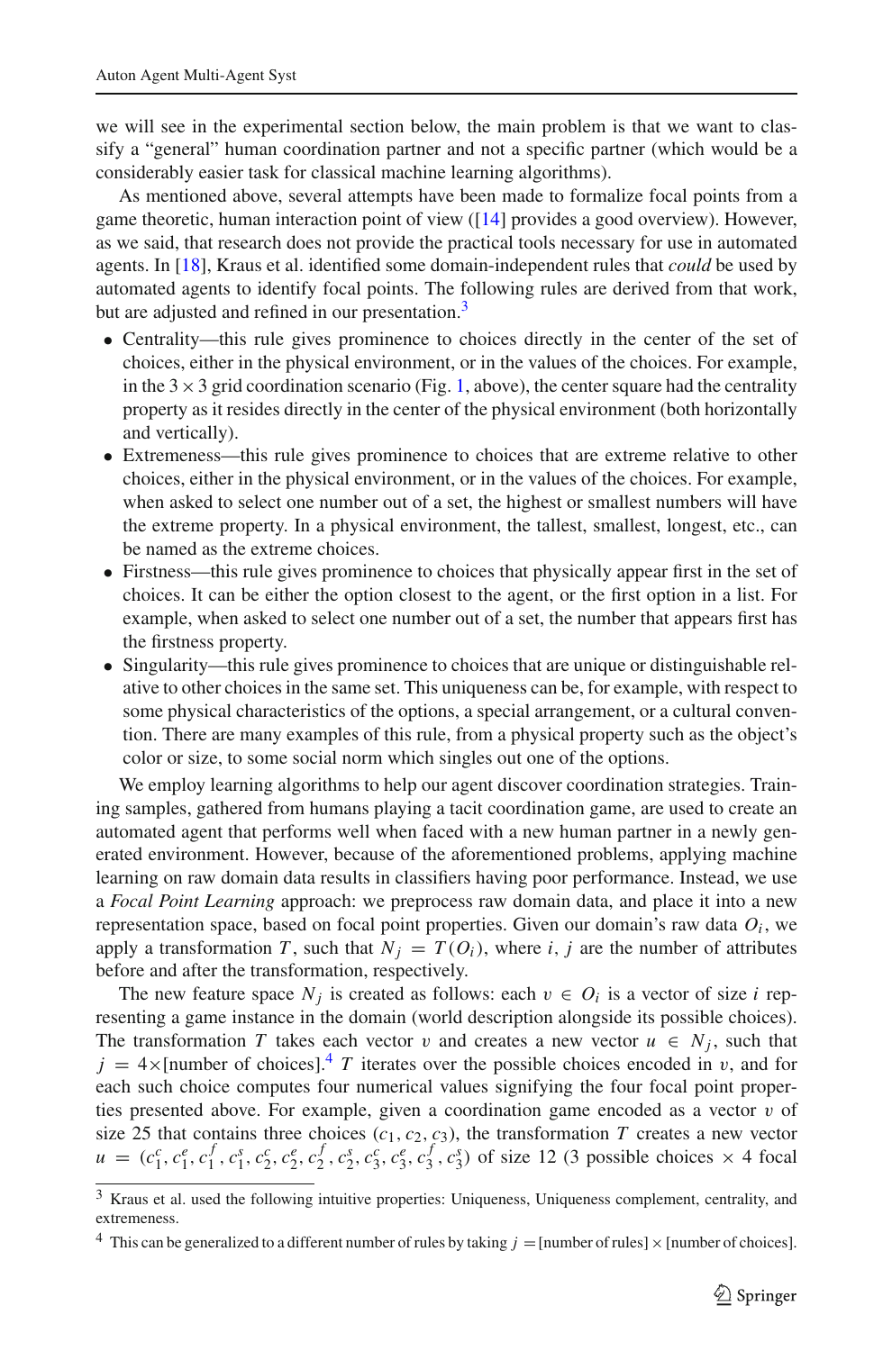we will see in the experimental section below, the main problem is that we want to classify a "general" human coordination partner and not a specific partner (which would be a considerably easier task for classical machine learning algorithms).

As mentioned above, several attempts have been made to formalize focal points from a game theoretic, human interaction point of view ([14] provides a good overview). However, as we said, that research does not provide the practical tools necessary for use in automated agents. In [18], Kraus et al. identified some domain-independent rules that *could* be used by automated agents to identify focal points. The following rules are derived from that work, but are adjusted and refined in our presentation.[3]

- Centrality—this rule gives prominence to choices directly in the center of the set of choices, either in the physical environment, or in the values of the choices. For example, in the $3 \times 3$ grid coordination scenario (Fig. 1, above), the center square had the centrality property as it resides directly in the center of the physical environment (both horizontally and vertically).
- Extremeness—this rule gives prominence to choices that are extreme relative to other choices, either in the physical environment, or in the values of the choices. For example, when asked to select one number out of a set, the highest or smallest numbers will have the extreme property. In a physical environment, the tallest, smallest, longest, etc., can be named as the extreme choices.
- Firstness—this rule gives prominence to choices that physically appear first in the set of choices. It can be either the option closest to the agent, or the first option in a list. For example, when asked to select one number out of a set, the number that appears first has the firstness property.
- Singularity—this rule gives prominence to choices that are unique or distinguishable relative to other choices in the same set. This uniqueness can be, for example, with respect to some physical characteristics of the options, a special arrangement, or a cultural convention. There are many examples of this rule, from a physical property such as the object's color or size, to some social norm which singles out one of the options.

We employ learning algorithms to help our agent discover coordination strategies. Training samples, gathered from humans playing a tacit coordination game, are used to create an automated agent that performs well when faced with a new human partner in a newly generated environment. However, because of the aforementioned problems, applying machine learning on raw domain data results in classifiers having poor performance. Instead, we use a *Focal Point Learning* approach: we preprocess raw domain data, and place it into a new representation space, based on focal point properties. Given our domain's raw data $O_i$, we apply a transformation $T$, such that $N_j = T(O_i)$, where $i$, $j$ are the number of attributes before and after the transformation, respectively.

The new feature space $N_j$ is created as follows: each $v \in O_i$ is a vector of size $i$ representing a game instance in the domain (world description alongside its possible choices). The transformation $T$ takes each vector $v$ and creates a new vector $u \in N_j$, such that $j = 4\times$[number of choices].[4] $T$ iterates over the possible choices encoded in $v$, and for each such choice computes four numerical values signifying the four focal point properties presented above. For example, given a coordination game encoded as a vector $v$ of size 25 that contains three choices $(c_1, c_2, c_3)$, the transformation $T$ creates a new vector $u = (c_1^c, c_1^e, c_1^f, c_1^s, c_2^c, c_2^e, c_2^f, c_2^s, c_3^c, c_3^e, c_3^f, c_3^s)$ of size 12 (3 possible choices $\times$ 4 focal

[3] Kraus et al. used the following intuitive properties: Uniqueness, Uniqueness complement, centrality, and extremeness.

[4] This can be generalized to a different number of rules by taking $j =$ [number of rules] $\times$ [number of choices].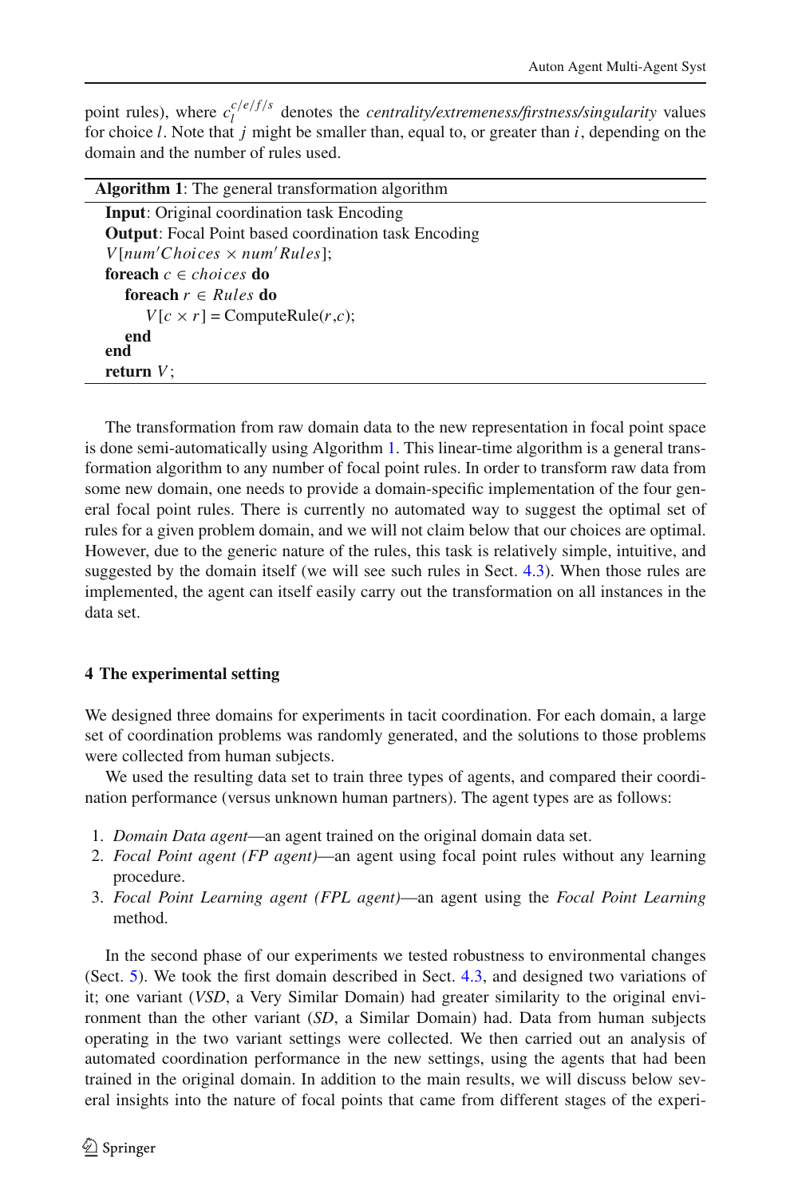point rules), where $c_l^{c/e/f/s}$ denotes the *centrality/extremeness/firstness/singularity* values for choice $l$. Note that $j$ might be smaller than, equal to, or greater than $i$, depending on the domain and the number of rules used.

**Algorithm 1**: The general transformation algorithm

```
Input: Original coordination task Encoding
Output: Focal Point based coordination task Encoding
V[num'Choices × num'Rules];
foreach c ∈ choices do
    foreach r ∈ Rules do
        V[c × r] = ComputeRule(r,c);
    end
end
return V;
```

The transformation from raw domain data to the new representation in focal point space is done semi-automatically using Algorithm 1. This linear-time algorithm is a general transformation algorithm to any number of focal point rules. In order to transform raw data from some new domain, one needs to provide a domain-specific implementation of the four general focal point rules. There is currently no automated way to suggest the optimal set of rules for a given problem domain, and we will not claim below that our choices are optimal. However, due to the generic nature of the rules, this task is relatively simple, intuitive, and suggested by the domain itself (we will see such rules in Sect. 4.3). When those rules are implemented, the agent can itself easily carry out the transformation on all instances in the data set.

## 4 The experimental setting

We designed three domains for experiments in tacit coordination. For each domain, a large set of coordination problems was randomly generated, and the solutions to those problems were collected from human subjects.

We used the resulting data set to train three types of agents, and compared their coordination performance (versus unknown human partners). The agent types are as follows:

1. *Domain Data agent*—an agent trained on the original domain data set.
2. *Focal Point agent (FP agent)*—an agent using focal point rules without any learning procedure.
3. *Focal Point Learning agent (FPL agent)*—an agent using the *Focal Point Learning* method.

In the second phase of our experiments we tested robustness to environmental changes (Sect. 5). We took the first domain described in Sect. 4.3, and designed two variations of it; one variant (*VSD*, a Very Similar Domain) had greater similarity to the original environment than the other variant (*SD*, a Similar Domain) had. Data from human subjects operating in the two variant settings were collected. We then carried out an analysis of automated coordination performance in the new settings, using the agents that had been trained in the original domain. In addition to the main results, we will discuss below several insights into the nature of focal points that came from different stages of the experi-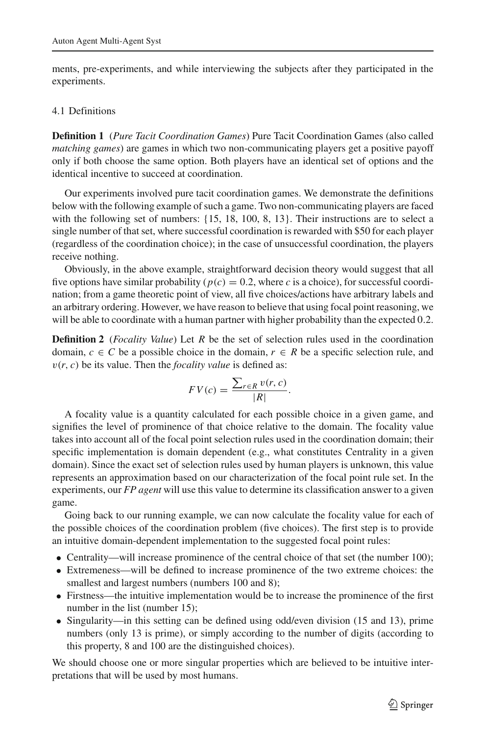ments, pre-experiments, and while interviewing the subjects after they participated in the experiments.

### 4.1 Definitions

**Definition 1** (*Pure Tacit Coordination Games*) Pure Tacit Coordination Games (also called *matching games*) are games in which two non-communicating players get a positive payoff only if both choose the same option. Both players have an identical set of options and the identical incentive to succeed at coordination.

Our experiments involved pure tacit coordination games. We demonstrate the definitions below with the following example of such a game. Two non-communicating players are faced with the following set of numbers: {15, 18, 100, 8, 13}. Their instructions are to select a single number of that set, where successful coordination is rewarded with \$50 for each player (regardless of the coordination choice); in the case of unsuccessful coordination, the players receive nothing.

Obviously, in the above example, straightforward decision theory would suggest that all five options have similar probability ($p(c) = 0.2$, where $c$ is a choice), for successful coordination; from a game theoretic point of view, all five choices/actions have arbitrary labels and an arbitrary ordering. However, we have reason to believe that using focal point reasoning, we will be able to coordinate with a human partner with higher probability than the expected 0.2.

**Definition 2** (*Focality Value*) Let $R$ be the set of selection rules used in the coordination domain, $c \in C$ be a possible choice in the domain, $r \in R$ be a specific selection rule, and $v(r, c)$ be its value. Then the *focality value* is defined as:

$$FV(c) = \frac{\sum_{r \in R} v(r, c)}{|R|}.$$

A focality value is a quantity calculated for each possible choice in a given game, and signifies the level of prominence of that choice relative to the domain. The focality value takes into account all of the focal point selection rules used in the coordination domain; their specific implementation is domain dependent (e.g., what constitutes Centrality in a given domain). Since the exact set of selection rules used by human players is unknown, this value represents an approximation based on our characterization of the focal point rule set. In the experiments, our *FP agent* will use this value to determine its classification answer to a given game.

Going back to our running example, we can now calculate the focality value for each of the possible choices of the coordination problem (five choices). The first step is to provide an intuitive domain-dependent implementation to the suggested focal point rules:

- Centrality—will increase prominence of the central choice of that set (the number 100);
- Extremeness—will be defined to increase prominence of the two extreme choices: the smallest and largest numbers (numbers 100 and 8);
- Firstness—the intuitive implementation would be to increase the prominence of the first number in the list (number 15);
- Singularity—in this setting can be defined using odd/even division (15 and 13), prime numbers (only 13 is prime), or simply according to the number of digits (according to this property, 8 and 100 are the distinguished choices).

We should choose one or more singular properties which are believed to be intuitive interpretations that will be used by most humans.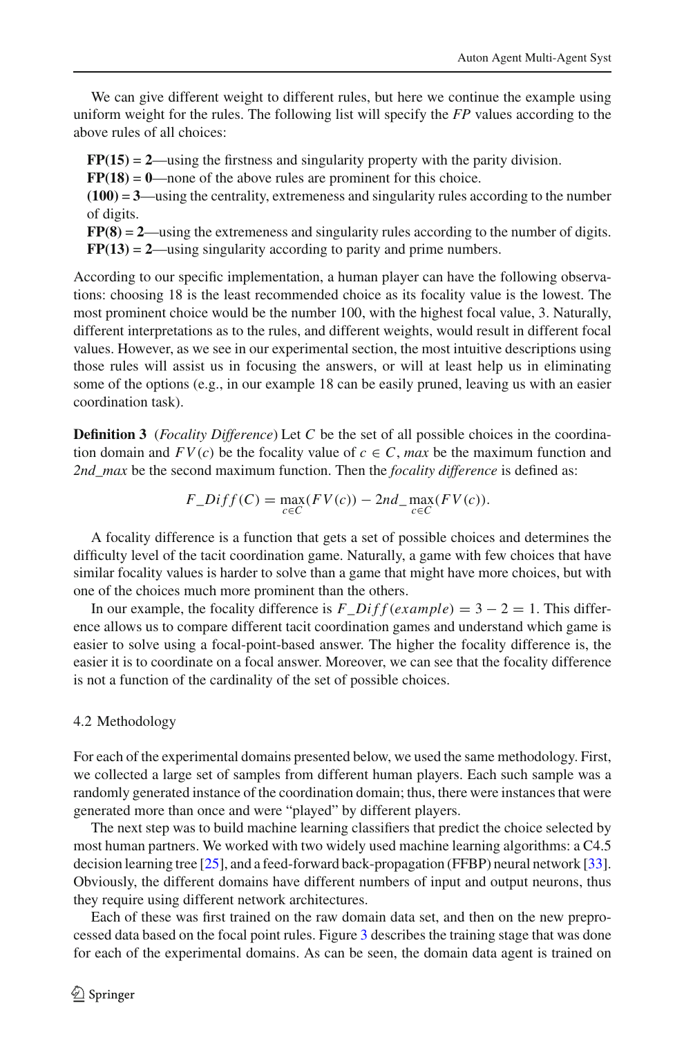We can give different weight to different rules, but here we continue the example using uniform weight for the rules. The following list will specify the *FP* values according to the above rules of all choices:

**FP(15) = 2**—using the firstness and singularity property with the parity division.
**FP(18) = 0**—none of the above rules are prominent for this choice.
**(100) = 3**—using the centrality, extremeness and singularity rules according to the number of digits.
**FP(8) = 2**—using the extremeness and singularity rules according to the number of digits.
**FP(13) = 2**—using singularity according to parity and prime numbers.

According to our specific implementation, a human player can have the following observations: choosing 18 is the least recommended choice as its focality value is the lowest. The most prominent choice would be the number 100, with the highest focal value, 3. Naturally, different interpretations as to the rules, and different weights, would result in different focal values. However, as we see in our experimental section, the most intuitive descriptions using those rules will assist us in focusing the answers, or will at least help us in eliminating some of the options (e.g., in our example 18 can be easily pruned, leaving us with an easier coordination task).

**Definition 3** (*Focality Difference*) Let $C$ be the set of all possible choices in the coordination domain and $FV(c)$ be the focality value of $c \in C$, *max* be the maximum function and *2nd_max* be the second maximum function. Then the *focality difference* is defined as:

$$F\_Diff(C) = \max_{c \in C}(FV(c)) - 2nd\_\max_{c \in C}(FV(c)).$$

A focality difference is a function that gets a set of possible choices and determines the difficulty level of the tacit coordination game. Naturally, a game with few choices that have similar focality values is harder to solve than a game that might have more choices, but with one of the choices much more prominent than the others.

In our example, the focality difference is $F\_Diff(example) = 3 - 2 = 1$. This difference allows us to compare different tacit coordination games and understand which game is easier to solve using a focal-point-based answer. The higher the focality difference is, the easier it is to coordinate on a focal answer. Moreover, we can see that the focality difference is not a function of the cardinality of the set of possible choices.

### 4.2 Methodology

For each of the experimental domains presented below, we used the same methodology. First, we collected a large set of samples from different human players. Each such sample was a randomly generated instance of the coordination domain; thus, there were instances that were generated more than once and were "played" by different players.

The next step was to build machine learning classifiers that predict the choice selected by most human partners. We worked with two widely used machine learning algorithms: a C4.5 decision learning tree [25], and a feed-forward back-propagation (FFBP) neural network [33]. Obviously, the different domains have different numbers of input and output neurons, thus they require using different network architectures.

Each of these was first trained on the raw domain data set, and then on the new preprocessed data based on the focal point rules. Figure 3 describes the training stage that was done for each of the experimental domains. As can be seen, the domain data agent is trained on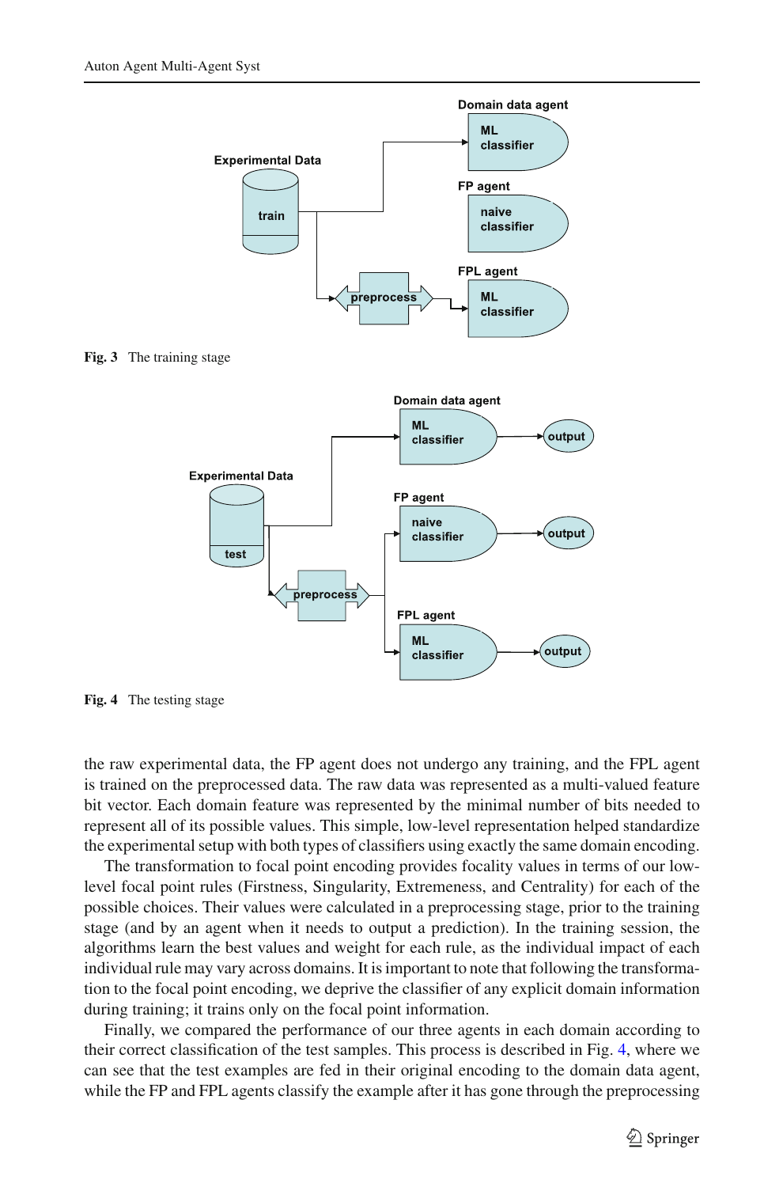Fig. 3 The training stage

Fig. 4 The testing stage

the raw experimental data, the FP agent does not undergo any training, and the FPL agent is trained on the preprocessed data. The raw data was represented as a multi-valued feature bit vector. Each domain feature was represented by the minimal number of bits needed to represent all of its possible values. This simple, low-level representation helped standardize the experimental setup with both types of classifiers using exactly the same domain encoding.

The transformation to focal point encoding provides focality values in terms of our low-level focal point rules (Firstness, Singularity, Extremeness, and Centrality) for each of the possible choices. Their values were calculated in a preprocessing stage, prior to the training stage (and by an agent when it needs to output a prediction). In the training session, the algorithms learn the best values and weight for each rule, as the individual impact of each individual rule may vary across domains. It is important to note that following the transformation to the focal point encoding, we deprive the classifier of any explicit domain information during training; it trains only on the focal point information.

Finally, we compared the performance of our three agents in each domain according to their correct classification of the test samples. This process is described in Fig. 4, where we can see that the test examples are fed in their original encoding to the domain data agent, while the FP and FPL agents classify the example after it has gone through the preprocessing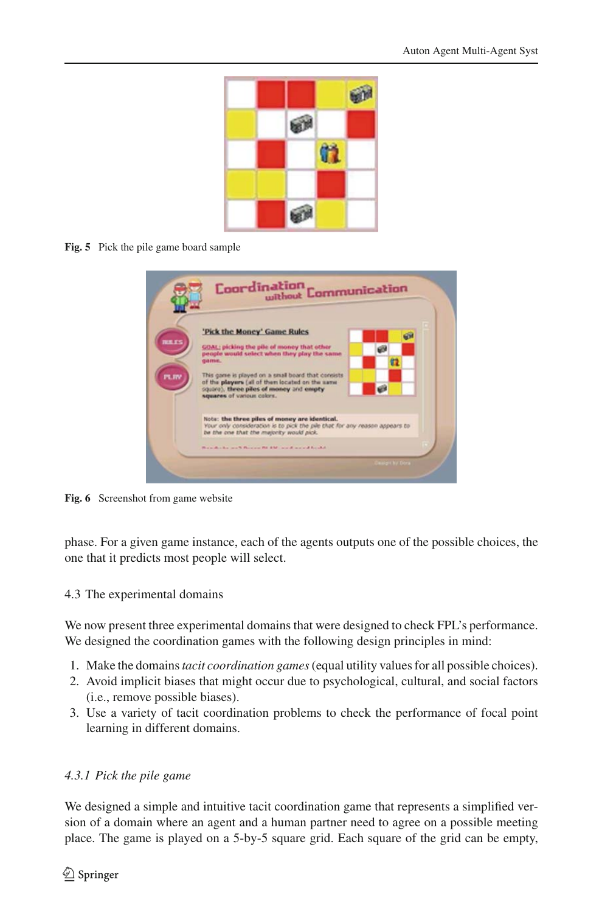Fig. 5 Pick the pile game board sample

Fig. 6 Screenshot from game website

phase. For a given game instance, each of the agents outputs one of the possible choices, the one that it predicts most people will select.

### 4.3 The experimental domains

We now present three experimental domains that were designed to check FPL's performance. We designed the coordination games with the following design principles in mind:

1. Make the domains *tacit coordination games* (equal utility values for all possible choices).
2. Avoid implicit biases that might occur due to psychological, cultural, and social factors (i.e., remove possible biases).
3. Use a variety of tacit coordination problems to check the performance of focal point learning in different domains.

#### *4.3.1 Pick the pile game*

We designed a simple and intuitive tacit coordination game that represents a simplified version of a domain where an agent and a human partner need to agree on a possible meeting place. The game is played on a 5-by-5 square grid. Each square of the grid can be empty,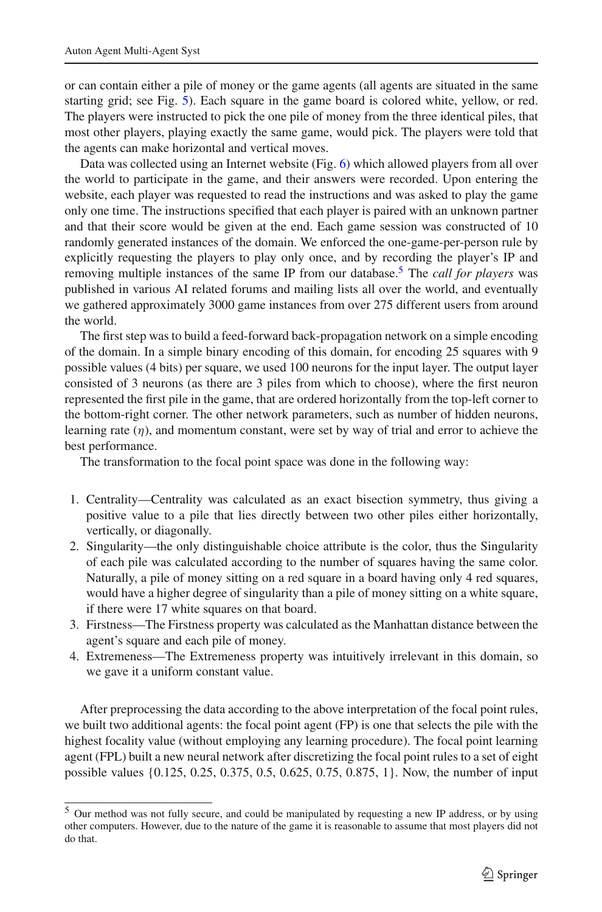or can contain either a pile of money or the game agents (all agents are situated in the same starting grid; see Fig. 5). Each square in the game board is colored white, yellow, or red. The players were instructed to pick the one pile of money from the three identical piles, that most other players, playing exactly the same game, would pick. The players were told that the agents can make horizontal and vertical moves.

Data was collected using an Internet website (Fig. 6) which allowed players from all over the world to participate in the game, and their answers were recorded. Upon entering the website, each player was requested to read the instructions and was asked to play the game only one time. The instructions specified that each player is paired with an unknown partner and that their score would be given at the end. Each game session was constructed of 10 randomly generated instances of the domain. We enforced the one-game-per-person rule by explicitly requesting the players to play only once, and by recording the player's IP and removing multiple instances of the same IP from our database.[5] The *call for players* was published in various AI related forums and mailing lists all over the world, and eventually we gathered approximately 3000 game instances from over 275 different users from around the world.

The first step was to build a feed-forward back-propagation network on a simple encoding of the domain. In a simple binary encoding of this domain, for encoding 25 squares with 9 possible values (4 bits) per square, we used 100 neurons for the input layer. The output layer consisted of 3 neurons (as there are 3 piles from which to choose), where the first neuron represented the first pile in the game, that are ordered horizontally from the top-left corner to the bottom-right corner. The other network parameters, such as number of hidden neurons, learning rate ($\eta$), and momentum constant, were set by way of trial and error to achieve the best performance.

The transformation to the focal point space was done in the following way:

1. Centrality—Centrality was calculated as an exact bisection symmetry, thus giving a positive value to a pile that lies directly between two other piles either horizontally, vertically, or diagonally.
2. Singularity—the only distinguishable choice attribute is the color, thus the Singularity of each pile was calculated according to the number of squares having the same color. Naturally, a pile of money sitting on a red square in a board having only 4 red squares, would have a higher degree of singularity than a pile of money sitting on a white square, if there were 17 white squares on that board.
3. Firstness—The Firstness property was calculated as the Manhattan distance between the agent's square and each pile of money.
4. Extremeness—The Extremeness property was intuitively irrelevant in this domain, so we gave it a uniform constant value.

After preprocessing the data according to the above interpretation of the focal point rules, we built two additional agents: the focal point agent (FP) is one that selects the pile with the highest focality value (without employing any learning procedure). The focal point learning agent (FPL) built a new neural network after discretizing the focal point rules to a set of eight possible values {0.125, 0.25, 0.375, 0.5, 0.625, 0.75, 0.875, 1}. Now, the number of input

[5] Our method was not fully secure, and could be manipulated by requesting a new IP address, or by using other computers. However, due to the nature of the game it is reasonable to assume that most players did not do that.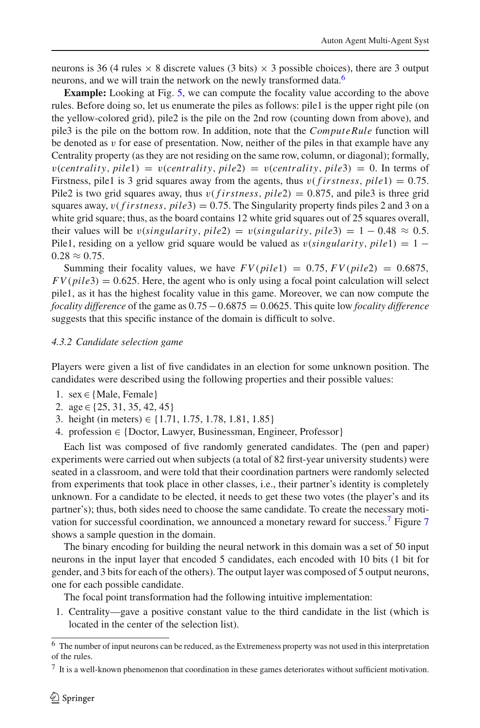neurons is 36 (4 rules × 8 discrete values (3 bits) × 3 possible choices), there are 3 output neurons, and we will train the network on the newly transformed data.[6]

**Example:** Looking at Fig. 5, we can compute the focality value according to the above rules. Before doing so, let us enumerate the piles as follows: pile1 is the upper right pile (on the yellow-colored grid), pile2 is the pile on the 2nd row (counting down from above), and pile3 is the pile on the bottom row. In addition, note that the *ComputeRule* function will be denoted as $v$ for ease of presentation. Now, neither of the piles in that example have any Centrality property (as they are not residing on the same row, column, or diagonal); formally, $v(centrality, pile1) = v(centrality, pile2) = v(centrality, pile3) = 0$. In terms of Firstness, pile1 is 3 grid squares away from the agents, thus $v(firstness, pile1) = 0.75$. Pile2 is two grid squares away, thus $v(firstness, pile2) = 0.875$, and pile3 is three grid squares away, $v(firstness, pile3) = 0.75$. The Singularity property finds piles 2 and 3 on a white grid square; thus, as the board contains 12 white grid squares out of 25 squares overall, their values will be $v(singularity, pile2) = v(singularity, pile3) = 1 - 0.48 \approx 0.5$. Pile1, residing on a yellow grid square would be valued as $v(singularity, pile1) = 1 - 0.28 \approx 0.75$.

Summing their focality values, we have $FV(pile1) = 0.75$, $FV(pile2) = 0.6875$, $FV(pile3) = 0.625$. Here, the agent who is only using a focal point calculation will select pile1, as it has the highest focality value in this game. Moreover, we can now compute the *focality difference* of the game as $0.75 - 0.6875 = 0.0625$. This quite low *focality difference* suggests that this specific instance of the domain is difficult to solve.

#### 4.3.2 Candidate selection game

Players were given a list of five candidates in an election for some unknown position. The candidates were described using the following properties and their possible values:

1. sex ∈ {Male, Female}
2. age ∈ {25, 31, 35, 42, 45}
3. height (in meters) ∈ {1.71, 1.75, 1.78, 1.81, 1.85}
4. profession ∈ {Doctor, Lawyer, Businessman, Engineer, Professor}

Each list was composed of five randomly generated candidates. The (pen and paper) experiments were carried out when subjects (a total of 82 first-year university students) were seated in a classroom, and were told that their coordination partners were randomly selected from experiments that took place in other classes, i.e., their partner's identity is completely unknown. For a candidate to be elected, it needs to get these two votes (the player's and its partner's); thus, both sides need to choose the same candidate. To create the necessary motivation for successful coordination, we announced a monetary reward for success.[7] Figure 7 shows a sample question in the domain.

The binary encoding for building the neural network in this domain was a set of 50 input neurons in the input layer that encoded 5 candidates, each encoded with 10 bits (1 bit for gender, and 3 bits for each of the others). The output layer was composed of 5 output neurons, one for each possible candidate.

The focal point transformation had the following intuitive implementation:

1. Centrality—gave a positive constant value to the third candidate in the list (which is located in the center of the selection list).

---

[6] The number of input neurons can be reduced, as the Extremeness property was not used in this interpretation of the rules.

[7] It is a well-known phenomenon that coordination in these games deteriorates without sufficient motivation.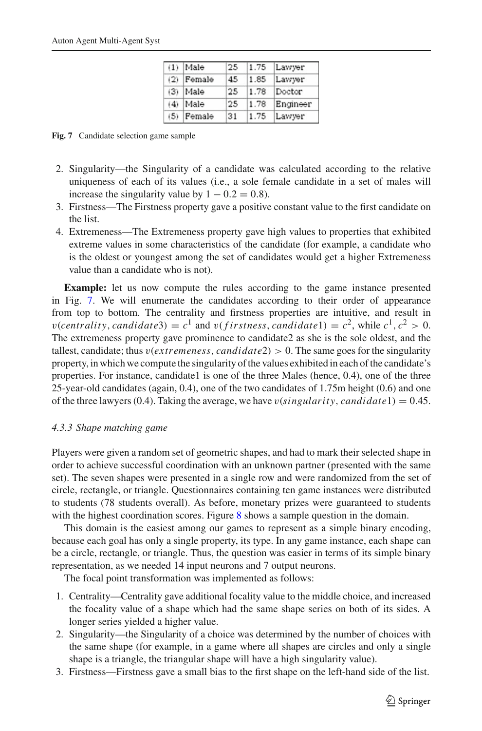| (1) | Male | 25 | 1.75 | Lawyer |
|---|---|---|---|---|
| (2) | Female | 45 | 1.85 | Lawyer |
| (3) | Male | 25 | 1.78 | Doctor |
| (4) | Male | 25 | 1.78 | Engineer |
| (5) | Female | 31 | 1.75 | Lawyer |

**Fig. 7** Candidate selection game sample

2. Singularity—the Singularity of a candidate was calculated according to the relative uniqueness of each of its values (i.e., a sole female candidate in a set of males will increase the singularity value by $1 - 0.2 = 0.8$).
3. Firstness—The Firstness property gave a positive constant value to the first candidate on the list.
4. Extremeness—The Extremeness property gave high values to properties that exhibited extreme values in some characteristics of the candidate (for example, a candidate who is the oldest or youngest among the set of candidates would get a higher Extremeness value than a candidate who is not).

**Example:** let us now compute the rules according to the game instance presented in Fig. 7. We will enumerate the candidates according to their order of appearance from top to bottom. The centrality and firstness properties are intuitive, and result in $v(centrality, candidate3) = c^1$ and $v(firstness, candidate1) = c^2$, while $c^1, c^2 > 0$. The extremeness property gave prominence to candidate2 as she is the sole oldest, and the tallest, candidate; thus $v(extremeness, candidate2) > 0$. The same goes for the singularity property, in which we compute the singularity of the values exhibited in each of the candidate's properties. For instance, candidate1 is one of the three Males (hence, 0.4), one of the three 25-year-old candidates (again, 0.4), one of the two candidates of 1.75m height (0.6) and one of the three lawyers (0.4). Taking the average, we have $v(singularity, candidate1) = 0.45$.

#### *4.3.3 Shape matching game*

Players were given a random set of geometric shapes, and had to mark their selected shape in order to achieve successful coordination with an unknown partner (presented with the same set). The seven shapes were presented in a single row and were randomized from the set of circle, rectangle, or triangle. Questionnaires containing ten game instances were distributed to students (78 students overall). As before, monetary prizes were guaranteed to students with the highest coordination scores. Figure 8 shows a sample question in the domain.

This domain is the easiest among our games to represent as a simple binary encoding, because each goal has only a single property, its type. In any game instance, each shape can be a circle, rectangle, or triangle. Thus, the question was easier in terms of its simple binary representation, as we needed 14 input neurons and 7 output neurons.

The focal point transformation was implemented as follows:

1. Centrality—Centrality gave additional focality value to the middle choice, and increased the focality value of a shape which had the same shape series on both of its sides. A longer series yielded a higher value.
2. Singularity—the Singularity of a choice was determined by the number of choices with the same shape (for example, in a game where all shapes are circles and only a single shape is a triangle, the triangular shape will have a high singularity value).
3. Firstness—Firstness gave a small bias to the first shape on the left-hand side of the list.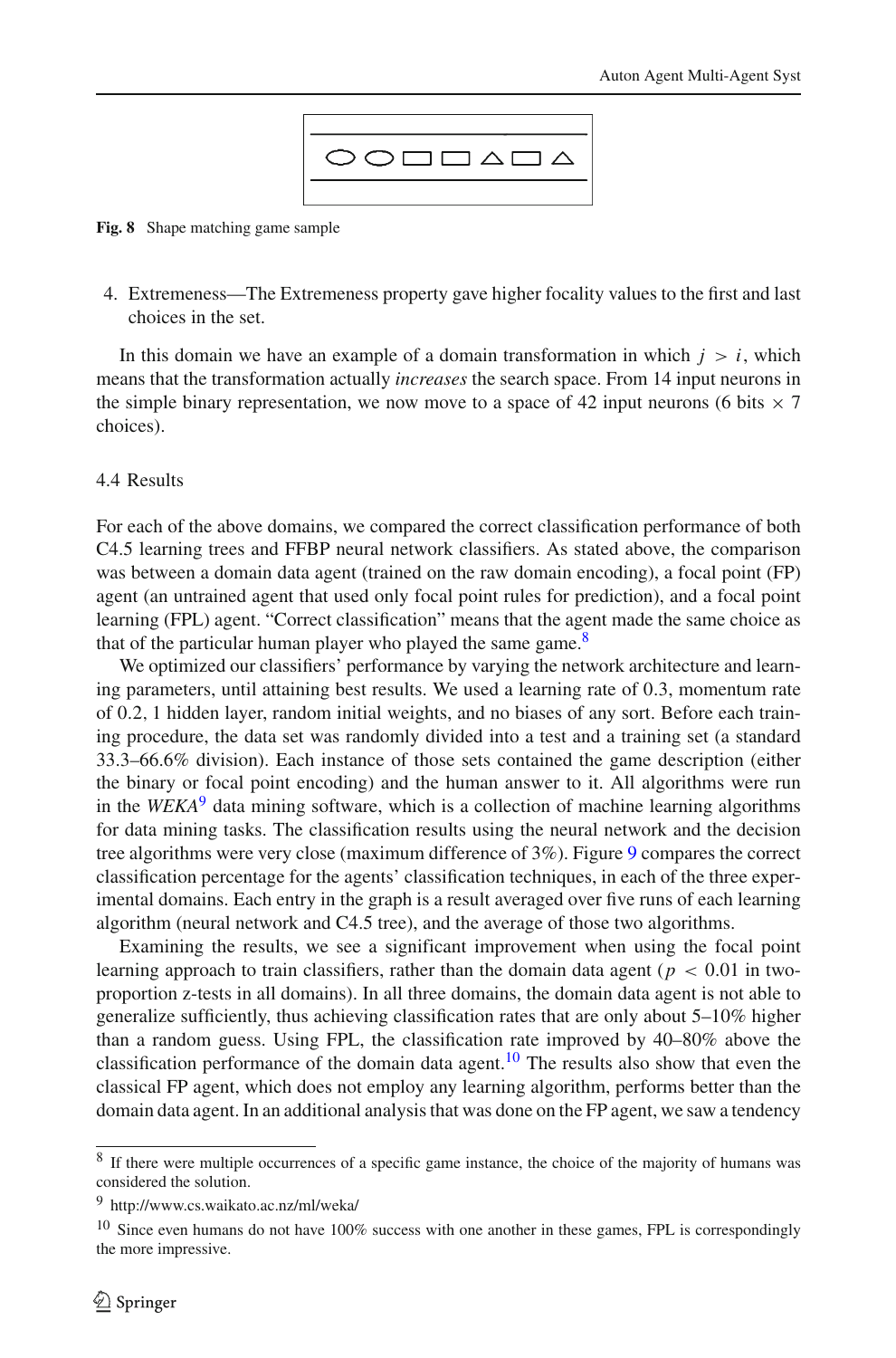Fig. 8 Shape matching game sample

4. Extremeness—The Extremeness property gave higher focality values to the first and last choices in the set.

In this domain we have an example of a domain transformation in which $j > i$, which means that the transformation actually *increases* the search space. From 14 input neurons in the simple binary representation, we now move to a space of 42 input neurons (6 bits $\times$ 7 choices).

### 4.4 Results

For each of the above domains, we compared the correct classification performance of both C4.5 learning trees and FFBP neural network classifiers. As stated above, the comparison was between a domain data agent (trained on the raw domain encoding), a focal point (FP) agent (an untrained agent that used only focal point rules for prediction), and a focal point learning (FPL) agent. "Correct classification" means that the agent made the same choice as that of the particular human player who played the same game.[8]

We optimized our classifiers' performance by varying the network architecture and learning parameters, until attaining best results. We used a learning rate of 0.3, momentum rate of 0.2, 1 hidden layer, random initial weights, and no biases of any sort. Before each training procedure, the data set was randomly divided into a test and a training set (a standard 33.3–66.6% division). Each instance of those sets contained the game description (either the binary or focal point encoding) and the human answer to it. All algorithms were run in the *WEKA*[9] data mining software, which is a collection of machine learning algorithms for data mining tasks. The classification results using the neural network and the decision tree algorithms were very close (maximum difference of 3%). Figure 9 compares the correct classification percentage for the agents' classification techniques, in each of the three experimental domains. Each entry in the graph is a result averaged over five runs of each learning algorithm (neural network and C4.5 tree), and the average of those two algorithms.

Examining the results, we see a significant improvement when using the focal point learning approach to train classifiers, rather than the domain data agent ($p < 0.01$ in two-proportion z-tests in all domains). In all three domains, the domain data agent is not able to generalize sufficiently, thus achieving classification rates that are only about 5–10% higher than a random guess. Using FPL, the classification rate improved by 40–80% above the classification performance of the domain data agent.[10] The results also show that even the classical FP agent, which does not employ any learning algorithm, performs better than the domain data agent. In an additional analysis that was done on the FP agent, we saw a tendency

---

[8] If there were multiple occurrences of a specific game instance, the choice of the majority of humans was considered the solution.

[9] http://www.cs.waikato.ac.nz/ml/weka/

[10] Since even humans do not have 100% success with one another in these games, FPL is correspondingly the more impressive.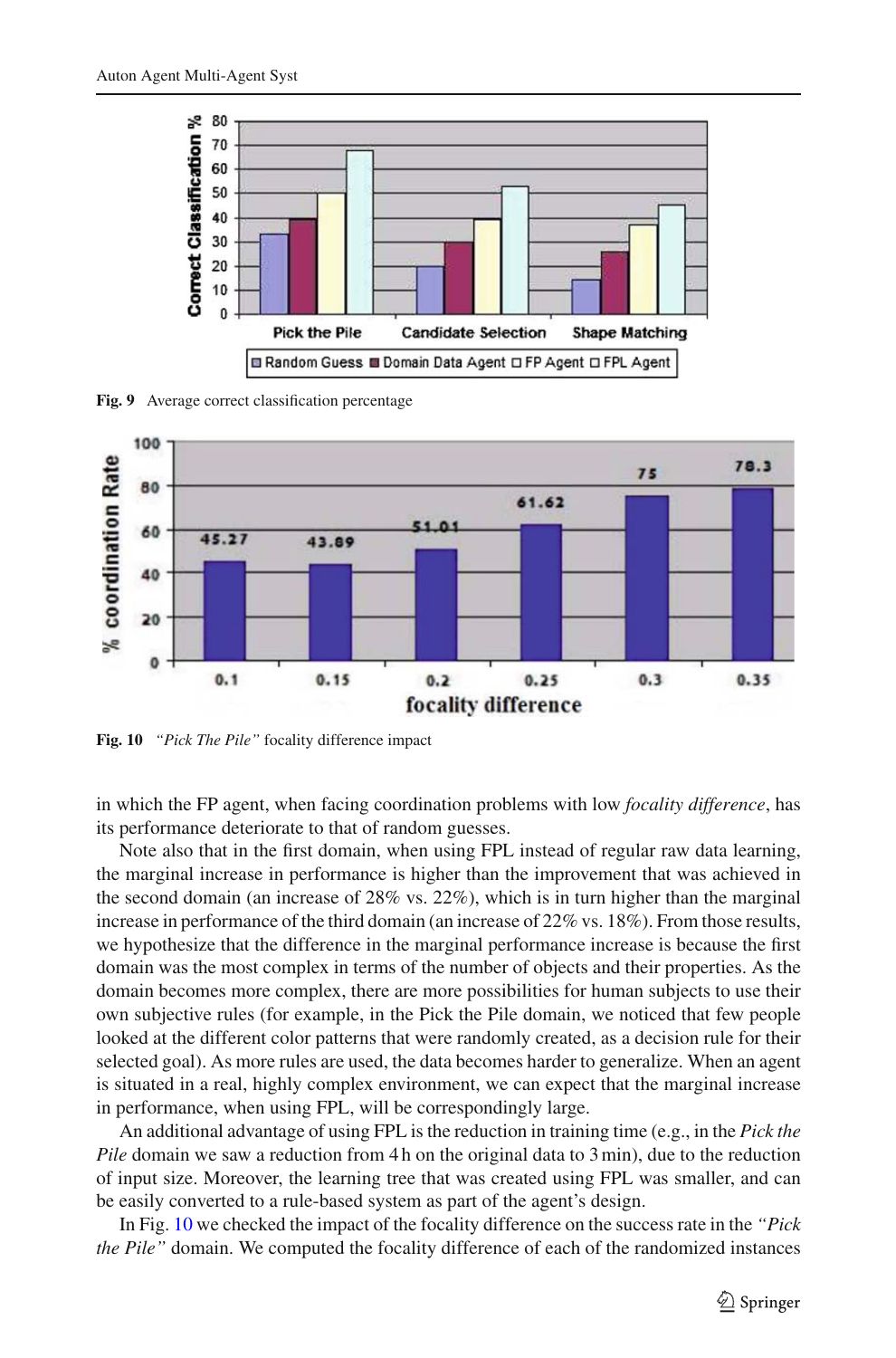Fig. 9 Average correct classification percentage

Fig. 10 *"Pick The Pile"* focality difference impact

in which the FP agent, when facing coordination problems with low *focality difference*, has its performance deteriorate to that of random guesses.

Note also that in the first domain, when using FPL instead of regular raw data learning, the marginal increase in performance is higher than the improvement that was achieved in the second domain (an increase of 28% vs. 22%), which is in turn higher than the marginal increase in performance of the third domain (an increase of 22% vs. 18%). From those results, we hypothesize that the difference in the marginal performance increase is because the first domain was the most complex in terms of the number of objects and their properties. As the domain becomes more complex, there are more possibilities for human subjects to use their own subjective rules (for example, in the Pick the Pile domain, we noticed that few people looked at the different color patterns that were randomly created, as a decision rule for their selected goal). As more rules are used, the data becomes harder to generalize. When an agent is situated in a real, highly complex environment, we can expect that the marginal increase in performance, when using FPL, will be correspondingly large.

An additional advantage of using FPL is the reduction in training time (e.g., in the *Pick the Pile* domain we saw a reduction from 4 h on the original data to 3 min), due to the reduction of input size. Moreover, the learning tree that was created using FPL was smaller, and can be easily converted to a rule-based system as part of the agent's design.

In Fig. 10 we checked the impact of the focality difference on the success rate in the *"Pick the Pile"* domain. We computed the focality difference of each of the randomized instances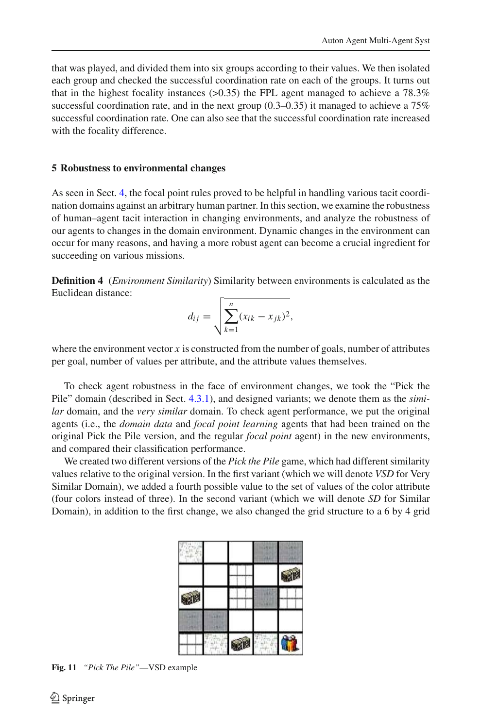that was played, and divided them into six groups according to their values. We then isolated each group and checked the successful coordination rate on each of the groups. It turns out that in the highest focality instances (>0.35) the FPL agent managed to achieve a 78.3% successful coordination rate, and in the next group (0.3–0.35) it managed to achieve a 75% successful coordination rate. One can also see that the successful coordination rate increased with the focality difference.

## 5 Robustness to environmental changes

As seen in Sect. 4, the focal point rules proved to be helpful in handling various tacit coordination domains against an arbitrary human partner. In this section, we examine the robustness of human–agent tacit interaction in changing environments, and analyze the robustness of our agents to changes in the domain environment. Dynamic changes in the environment can occur for many reasons, and having a more robust agent can become a crucial ingredient for succeeding on various missions.

**Definition 4** (*Environment Similarity*) Similarity between environments is calculated as the Euclidean distance:

$$d_{ij} = \sqrt{\sum_{k=1}^{n} (x_{ik} - x_{jk})^2},$$

where the environment vector $x$ is constructed from the number of goals, number of attributes per goal, number of values per attribute, and the attribute values themselves.

To check agent robustness in the face of environment changes, we took the "Pick the Pile" domain (described in Sect. 4.3.1), and designed variants; we denote them as the *similar* domain, and the *very similar* domain. To check agent performance, we put the original agents (i.e., the *domain data* and *focal point learning* agents that had been trained on the original Pick the Pile version, and the regular *focal point* agent) in the new environments, and compared their classification performance.

We created two different versions of the *Pick the Pile* game, which had different similarity values relative to the original version. In the first variant (which we will denote *VSD* for Very Similar Domain), we added a fourth possible value to the set of values of the color attribute (four colors instead of three). In the second variant (which we will denote *SD* for Similar Domain), in addition to the first change, we also changed the grid structure to a 6 by 4 grid

**Fig. 11** *"Pick The Pile"*—VSD example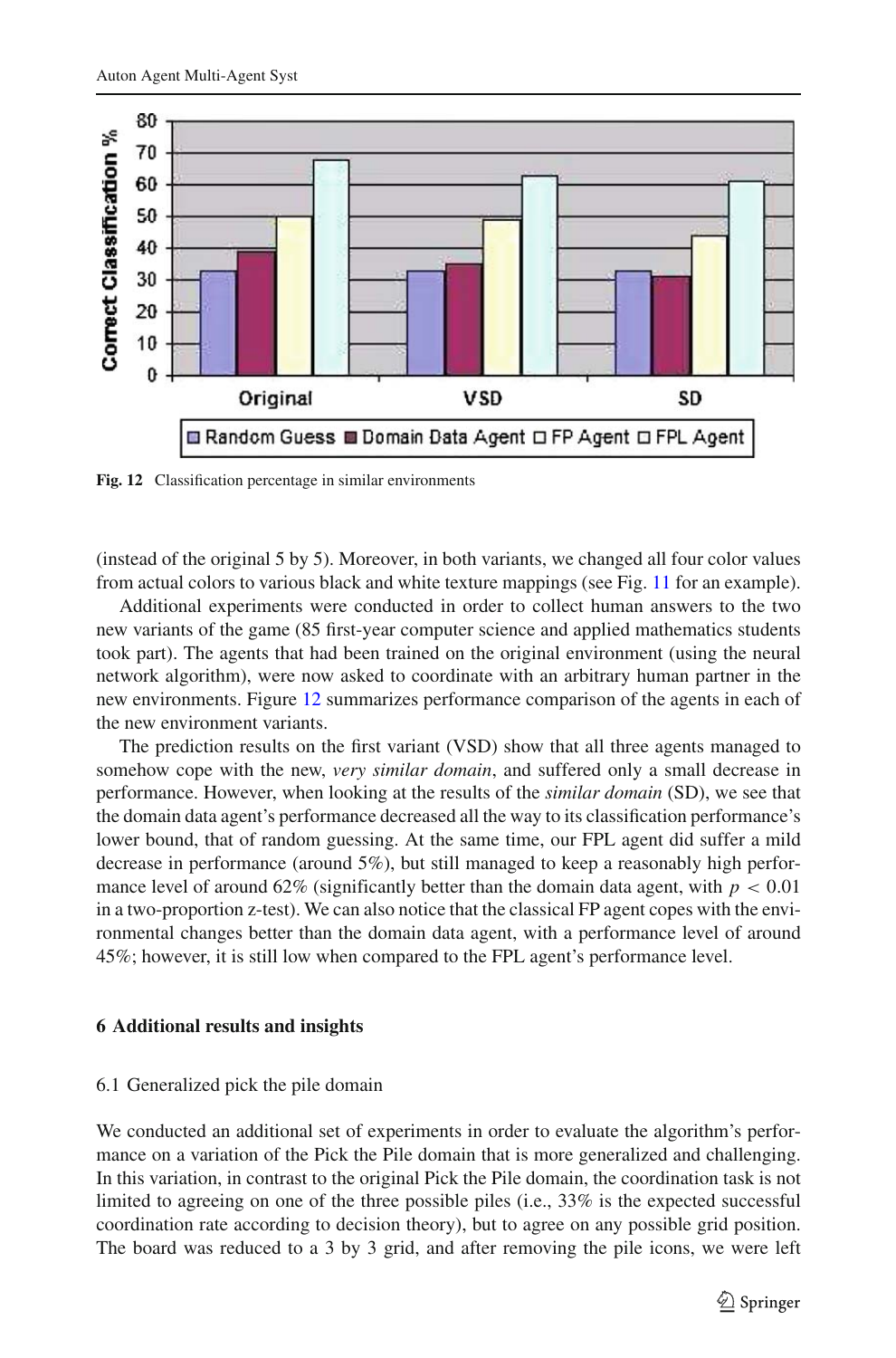Fig. 12 Classification percentage in similar environments

(instead of the original 5 by 5). Moreover, in both variants, we changed all four color values from actual colors to various black and white texture mappings (see Fig. 11 for an example).

Additional experiments were conducted in order to collect human answers to the two new variants of the game (85 first-year computer science and applied mathematics students took part). The agents that had been trained on the original environment (using the neural network algorithm), were now asked to coordinate with an arbitrary human partner in the new environments. Figure 12 summarizes performance comparison of the agents in each of the new environment variants.

The prediction results on the first variant (VSD) show that all three agents managed to somehow cope with the new, *very similar domain*, and suffered only a small decrease in performance. However, when looking at the results of the *similar domain* (SD), we see that the domain data agent's performance decreased all the way to its classification performance's lower bound, that of random guessing. At the same time, our FPL agent did suffer a mild decrease in performance (around 5%), but still managed to keep a reasonably high performance level of around 62% (significantly better than the domain data agent, with $p < 0.01$ in a two-proportion z-test). We can also notice that the classical FP agent copes with the environmental changes better than the domain data agent, with a performance level of around 45%; however, it is still low when compared to the FPL agent's performance level.

## 6 Additional results and insights

### 6.1 Generalized pick the pile domain

We conducted an additional set of experiments in order to evaluate the algorithm's performance on a variation of the Pick the Pile domain that is more generalized and challenging. In this variation, in contrast to the original Pick the Pile domain, the coordination task is not limited to agreeing on one of the three possible piles (i.e., 33% is the expected successful coordination rate according to decision theory), but to agree on any possible grid position. The board was reduced to a 3 by 3 grid, and after removing the pile icons, we were left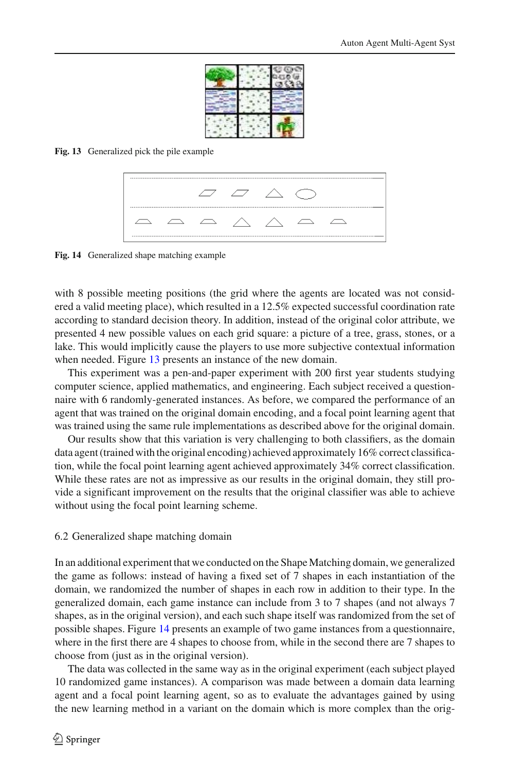Fig. 13 Generalized pick the pile example

Fig. 14 Generalized shape matching example

with 8 possible meeting positions (the grid where the agents are located was not considered a valid meeting place), which resulted in a 12.5% expected successful coordination rate according to standard decision theory. In addition, instead of the original color attribute, we presented 4 new possible values on each grid square: a picture of a tree, grass, stones, or a lake. This would implicitly cause the players to use more subjective contextual information when needed. Figure 13 presents an instance of the new domain.

This experiment was a pen-and-paper experiment with 200 first year students studying computer science, applied mathematics, and engineering. Each subject received a questionnaire with 6 randomly-generated instances. As before, we compared the performance of an agent that was trained on the original domain encoding, and a focal point learning agent that was trained using the same rule implementations as described above for the original domain.

Our results show that this variation is very challenging to both classifiers, as the domain data agent (trained with the original encoding) achieved approximately 16% correct classification, while the focal point learning agent achieved approximately 34% correct classification. While these rates are not as impressive as our results in the original domain, they still provide a significant improvement on the results that the original classifier was able to achieve without using the focal point learning scheme.

### 6.2 Generalized shape matching domain

In an additional experiment that we conducted on the Shape Matching domain, we generalized the game as follows: instead of having a fixed set of 7 shapes in each instantiation of the domain, we randomized the number of shapes in each row in addition to their type. In the generalized domain, each game instance can include from 3 to 7 shapes (and not always 7 shapes, as in the original version), and each such shape itself was randomized from the set of possible shapes. Figure 14 presents an example of two game instances from a questionnaire, where in the first there are 4 shapes to choose from, while in the second there are 7 shapes to choose from (just as in the original version).

The data was collected in the same way as in the original experiment (each subject played 10 randomized game instances). A comparison was made between a domain data learning agent and a focal point learning agent, so as to evaluate the advantages gained by using the new learning method in a variant on the domain which is more complex than the orig-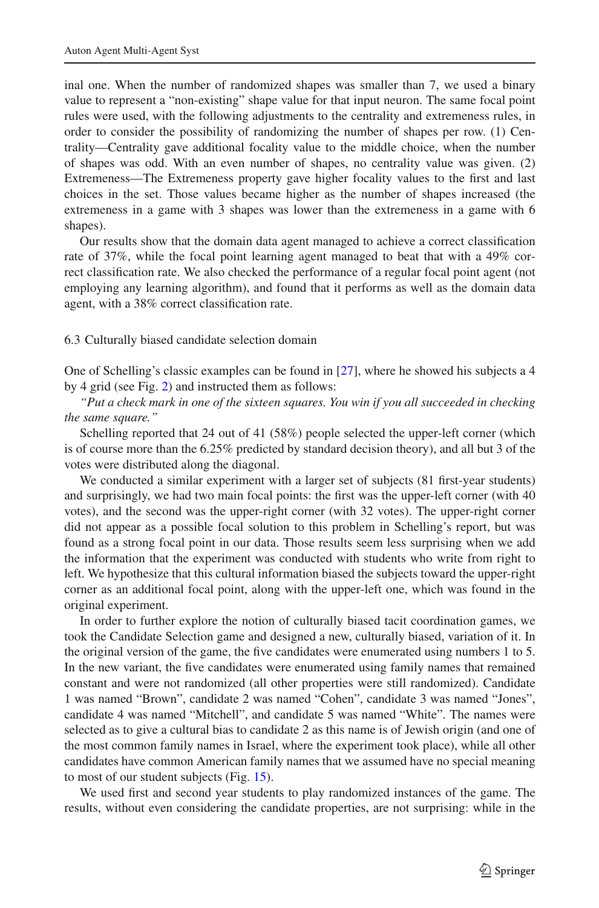inal one. When the number of randomized shapes was smaller than 7, we used a binary value to represent a "non-existing" shape value for that input neuron. The same focal point rules were used, with the following adjustments to the centrality and extremeness rules, in order to consider the possibility of randomizing the number of shapes per row. (1) Centrality—Centrality gave additional focality value to the middle choice, when the number of shapes was odd. With an even number of shapes, no centrality value was given. (2) Extremeness—The Extremeness property gave higher focality values to the first and last choices in the set. Those values became higher as the number of shapes increased (the extremeness in a game with 3 shapes was lower than the extremeness in a game with 6 shapes).

Our results show that the domain data agent managed to achieve a correct classification rate of 37%, while the focal point learning agent managed to beat that with a 49% correct classification rate. We also checked the performance of a regular focal point agent (not employing any learning algorithm), and found that it performs as well as the domain data agent, with a 38% correct classification rate.

### 6.3 Culturally biased candidate selection domain

One of Schelling's classic examples can be found in [27], where he showed his subjects a 4 by 4 grid (see Fig. 2) and instructed them as follows:

*"Put a check mark in one of the sixteen squares. You win if you all succeeded in checking the same square."*

Schelling reported that 24 out of 41 (58%) people selected the upper-left corner (which is of course more than the 6.25% predicted by standard decision theory), and all but 3 of the votes were distributed along the diagonal.

We conducted a similar experiment with a larger set of subjects (81 first-year students) and surprisingly, we had two main focal points: the first was the upper-left corner (with 40 votes), and the second was the upper-right corner (with 32 votes). The upper-right corner did not appear as a possible focal solution to this problem in Schelling's report, but was found as a strong focal point in our data. Those results seem less surprising when we add the information that the experiment was conducted with students who write from right to left. We hypothesize that this cultural information biased the subjects toward the upper-right corner as an additional focal point, along with the upper-left one, which was found in the original experiment.

In order to further explore the notion of culturally biased tacit coordination games, we took the Candidate Selection game and designed a new, culturally biased, variation of it. In the original version of the game, the five candidates were enumerated using numbers 1 to 5. In the new variant, the five candidates were enumerated using family names that remained constant and were not randomized (all other properties were still randomized). Candidate 1 was named "Brown", candidate 2 was named "Cohen", candidate 3 was named "Jones", candidate 4 was named "Mitchell", and candidate 5 was named "White". The names were selected as to give a cultural bias to candidate 2 as this name is of Jewish origin (and one of the most common family names in Israel, where the experiment took place), while all other candidates have common American family names that we assumed have no special meaning to most of our student subjects (Fig. 15).

We used first and second year students to play randomized instances of the game. The results, without even considering the candidate properties, are not surprising: while in the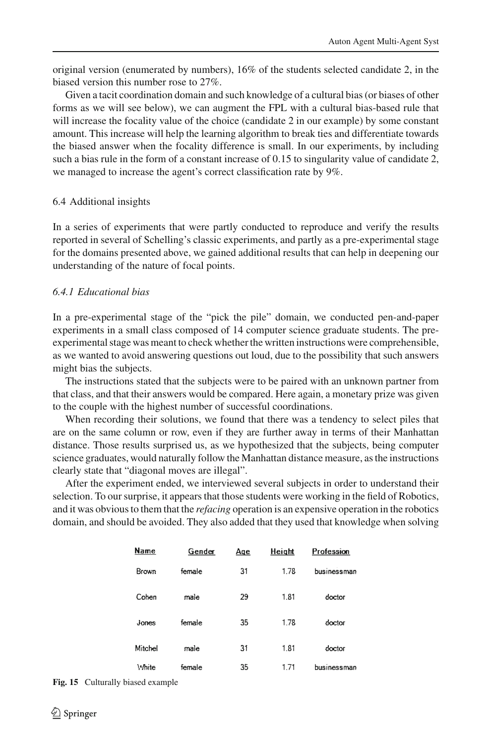original version (enumerated by numbers), 16% of the students selected candidate 2, in the biased version this number rose to 27%.

Given a tacit coordination domain and such knowledge of a cultural bias (or biases of other forms as we will see below), we can augment the FPL with a cultural bias-based rule that will increase the focality value of the choice (candidate 2 in our example) by some constant amount. This increase will help the learning algorithm to break ties and differentiate towards the biased answer when the focality difference is small. In our experiments, by including such a bias rule in the form of a constant increase of 0.15 to singularity value of candidate 2, we managed to increase the agent's correct classification rate by 9%.

### 6.4 Additional insights

In a series of experiments that were partly conducted to reproduce and verify the results reported in several of Schelling's classic experiments, and partly as a pre-experimental stage for the domains presented above, we gained additional results that can help in deepening our understanding of the nature of focal points.

#### *6.4.1 Educational bias*

In a pre-experimental stage of the "pick the pile" domain, we conducted pen-and-paper experiments in a small class composed of 14 computer science graduate students. The pre-experimental stage was meant to check whether the written instructions were comprehensible, as we wanted to avoid answering questions out loud, due to the possibility that such answers might bias the subjects.

The instructions stated that the subjects were to be paired with an unknown partner from that class, and that their answers would be compared. Here again, a monetary prize was given to the couple with the highest number of successful coordinations.

When recording their solutions, we found that there was a tendency to select piles that are on the same column or row, even if they are further away in terms of their Manhattan distance. Those results surprised us, as we hypothesized that the subjects, being computer science graduates, would naturally follow the Manhattan distance measure, as the instructions clearly state that "diagonal moves are illegal".

After the experiment ended, we interviewed several subjects in order to understand their selection. To our surprise, it appears that those students were working in the field of Robotics, and it was obvious to them that the *refacing* operation is an expensive operation in the robotics domain, and should be avoided. They also added that they used that knowledge when solving

| Name | Gender | Age | Height | Profession |
|---|---|---|---|---|
| Brown | female | 31 | 1.78 | businessman |
| Cohen | male | 29 | 1.81 | doctor |
| Jones | female | 35 | 1.78 | doctor |
| Mitchel | male | 31 | 1.81 | doctor |
| White | female | 35 | 1.71 | businessman |

**Fig. 15** Culturally biased example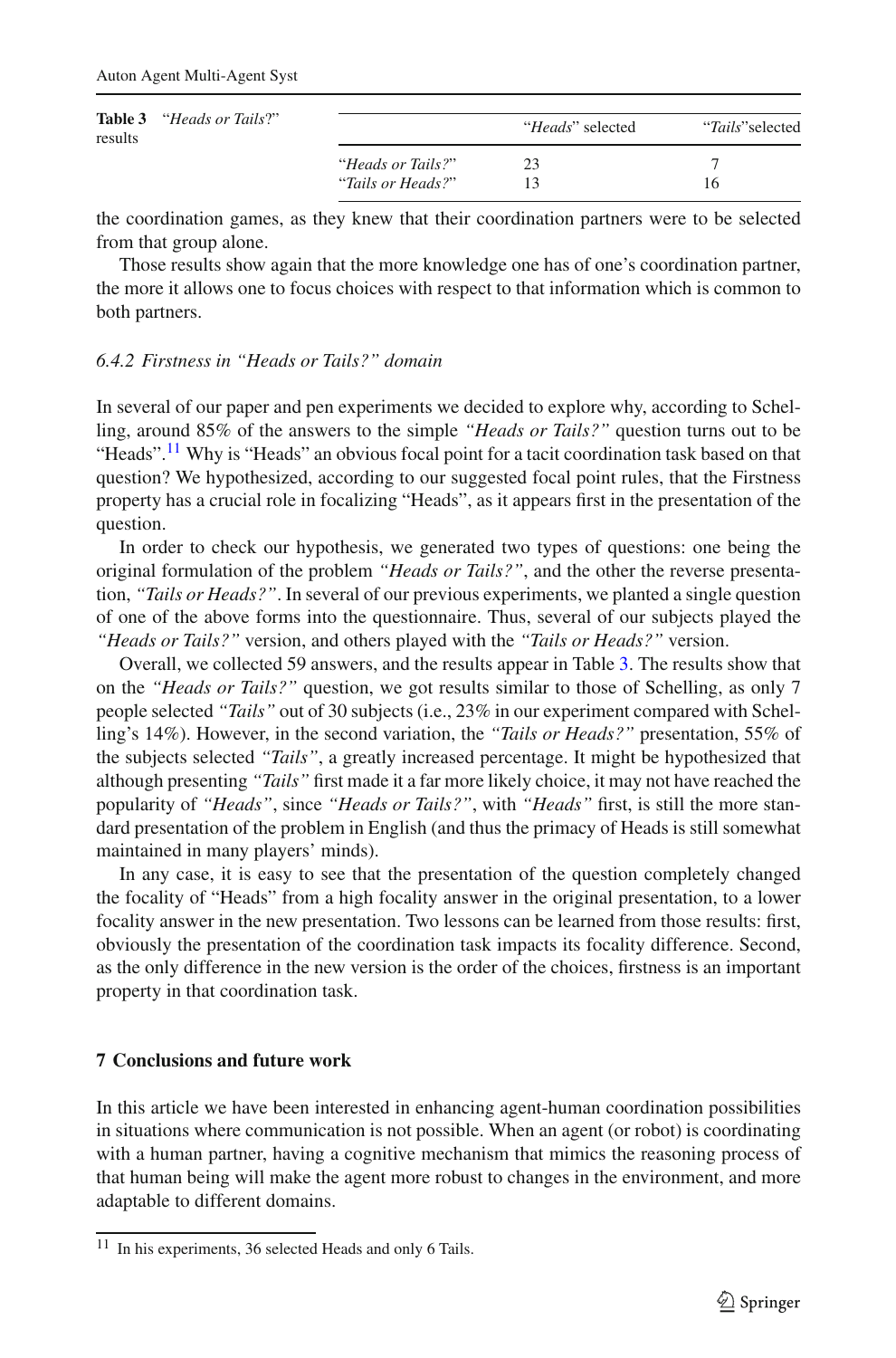**Table 3** "*Heads or Tails*?" results

| | "*Heads*" selected | "*Tails*"selected |
|---|---|---|
| "*Heads or Tails?*" | 23 | 7 |
| "*Tails or Heads?*" | 13 | 16 |

the coordination games, as they knew that their coordination partners were to be selected from that group alone.

Those results show again that the more knowledge one has of one's coordination partner, the more it allows one to focus choices with respect to that information which is common to both partners.

### *6.4.2 Firstness in "Heads or Tails?" domain*

In several of our paper and pen experiments we decided to explore why, according to Schelling, around 85% of the answers to the simple *"Heads or Tails?"* question turns out to be "Heads".[11] Why is "Heads" an obvious focal point for a tacit coordination task based on that question? We hypothesized, according to our suggested focal point rules, that the Firstness property has a crucial role in focalizing "Heads", as it appears first in the presentation of the question.

In order to check our hypothesis, we generated two types of questions: one being the original formulation of the problem *"Heads or Tails?"*, and the other the reverse presentation, *"Tails or Heads?"*. In several of our previous experiments, we planted a single question of one of the above forms into the questionnaire. Thus, several of our subjects played the *"Heads or Tails?"* version, and others played with the *"Tails or Heads?"* version.

Overall, we collected 59 answers, and the results appear in Table 3. The results show that on the *"Heads or Tails?"* question, we got results similar to those of Schelling, as only 7 people selected *"Tails"* out of 30 subjects (i.e., 23% in our experiment compared with Schelling's 14%). However, in the second variation, the *"Tails or Heads?"* presentation, 55% of the subjects selected *"Tails"*, a greatly increased percentage. It might be hypothesized that although presenting *"Tails"* first made it a far more likely choice, it may not have reached the popularity of *"Heads"*, since *"Heads or Tails?"*, with *"Heads"* first, is still the more standard presentation of the problem in English (and thus the primacy of Heads is still somewhat maintained in many players' minds).

In any case, it is easy to see that the presentation of the question completely changed the focality of "Heads" from a high focality answer in the original presentation, to a lower focality answer in the new presentation. Two lessons can be learned from those results: first, obviously the presentation of the coordination task impacts its focality difference. Second, as the only difference in the new version is the order of the choices, firstness is an important property in that coordination task.

## 7 Conclusions and future work

In this article we have been interested in enhancing agent-human coordination possibilities in situations where communication is not possible. When an agent (or robot) is coordinating with a human partner, having a cognitive mechanism that mimics the reasoning process of that human being will make the agent more robust to changes in the environment, and more adaptable to different domains.

[11] In his experiments, 36 selected Heads and only 6 Tails.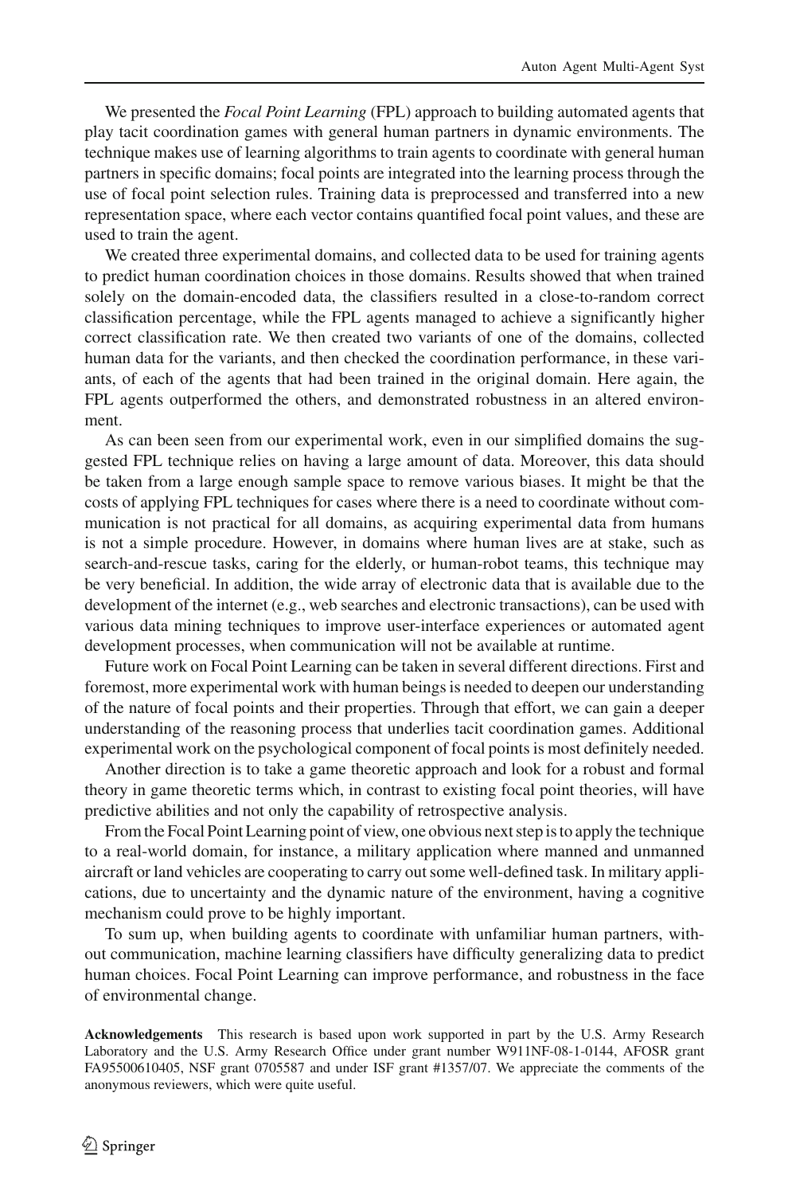We presented the *Focal Point Learning* (FPL) approach to building automated agents that play tacit coordination games with general human partners in dynamic environments. The technique makes use of learning algorithms to train agents to coordinate with general human partners in specific domains; focal points are integrated into the learning process through the use of focal point selection rules. Training data is preprocessed and transferred into a new representation space, where each vector contains quantified focal point values, and these are used to train the agent.

We created three experimental domains, and collected data to be used for training agents to predict human coordination choices in those domains. Results showed that when trained solely on the domain-encoded data, the classifiers resulted in a close-to-random correct classification percentage, while the FPL agents managed to achieve a significantly higher correct classification rate. We then created two variants of one of the domains, collected human data for the variants, and then checked the coordination performance, in these variants, of each of the agents that had been trained in the original domain. Here again, the FPL agents outperformed the others, and demonstrated robustness in an altered environment.

As can been seen from our experimental work, even in our simplified domains the suggested FPL technique relies on having a large amount of data. Moreover, this data should be taken from a large enough sample space to remove various biases. It might be that the costs of applying FPL techniques for cases where there is a need to coordinate without communication is not practical for all domains, as acquiring experimental data from humans is not a simple procedure. However, in domains where human lives are at stake, such as search-and-rescue tasks, caring for the elderly, or human-robot teams, this technique may be very beneficial. In addition, the wide array of electronic data that is available due to the development of the internet (e.g., web searches and electronic transactions), can be used with various data mining techniques to improve user-interface experiences or automated agent development processes, when communication will not be available at runtime.

Future work on Focal Point Learning can be taken in several different directions. First and foremost, more experimental work with human beings is needed to deepen our understanding of the nature of focal points and their properties. Through that effort, we can gain a deeper understanding of the reasoning process that underlies tacit coordination games. Additional experimental work on the psychological component of focal points is most definitely needed.

Another direction is to take a game theoretic approach and look for a robust and formal theory in game theoretic terms which, in contrast to existing focal point theories, will have predictive abilities and not only the capability of retrospective analysis.

From the Focal Point Learning point of view, one obvious next step is to apply the technique to a real-world domain, for instance, a military application where manned and unmanned aircraft or land vehicles are cooperating to carry out some well-defined task. In military applications, due to uncertainty and the dynamic nature of the environment, having a cognitive mechanism could prove to be highly important.

To sum up, when building agents to coordinate with unfamiliar human partners, without communication, machine learning classifiers have difficulty generalizing data to predict human choices. Focal Point Learning can improve performance, and robustness in the face of environmental change.

**Acknowledgements** This research is based upon work supported in part by the U.S. Army Research Laboratory and the U.S. Army Research Office under grant number W911NF-08-1-0144, AFOSR grant FA95500610405, NSF grant 0705587 and under ISF grant #1357/07. We appreciate the comments of the anonymous reviewers, which were quite useful.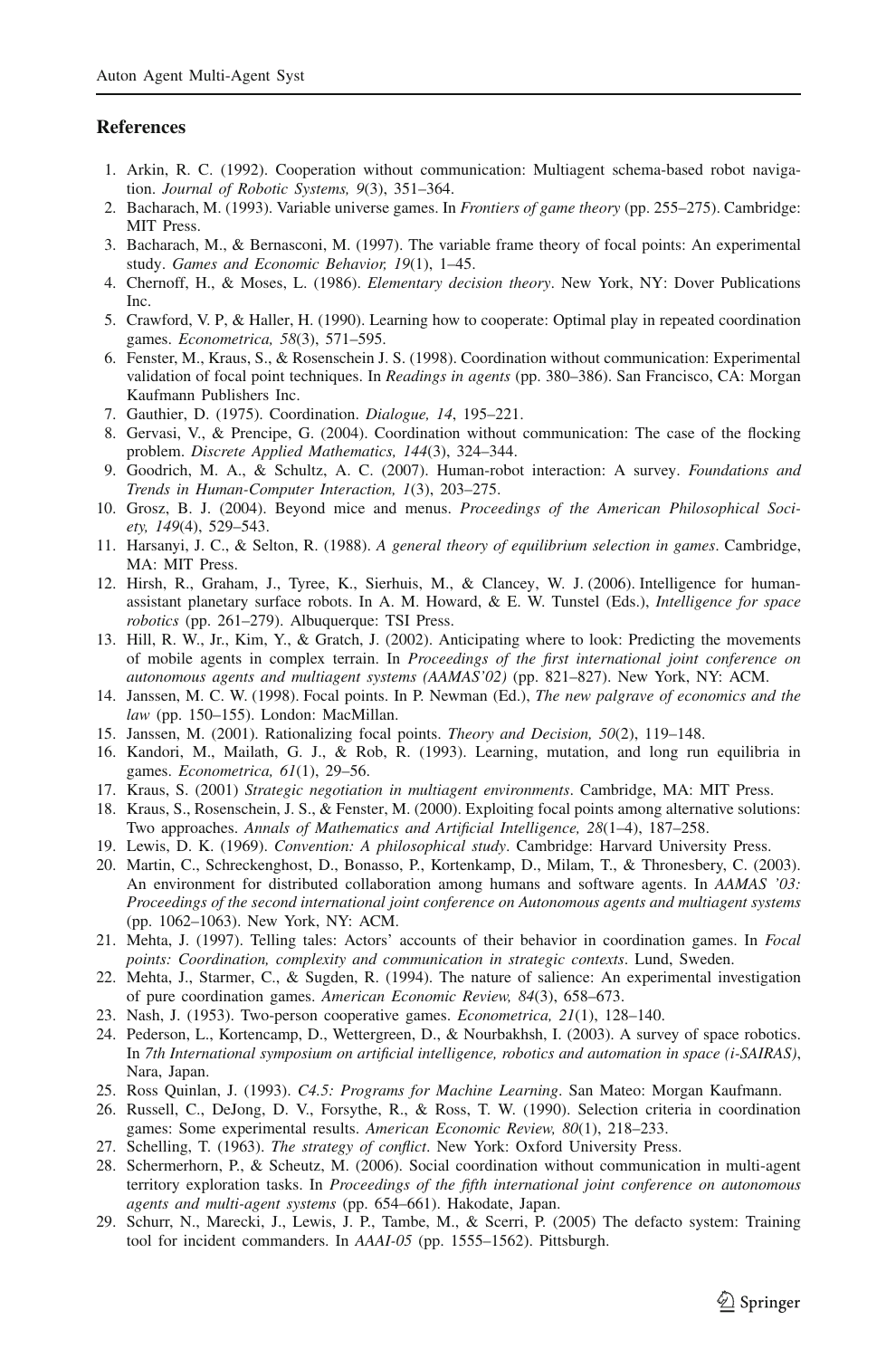## References

1. Arkin, R. C. (1992). Cooperation without communication: Multiagent schema-based robot navigation. *Journal of Robotic Systems, 9*(3), 351–364.
2. Bacharach, M. (1993). Variable universe games. In *Frontiers of game theory* (pp. 255–275). Cambridge: MIT Press.
3. Bacharach, M., & Bernasconi, M. (1997). The variable frame theory of focal points: An experimental study. *Games and Economic Behavior, 19*(1), 1–45.
4. Chernoff, H., & Moses, L. (1986). *Elementary decision theory*. New York, NY: Dover Publications Inc.
5. Crawford, V. P, & Haller, H. (1990). Learning how to cooperate: Optimal play in repeated coordination games. *Econometrica, 58*(3), 571–595.
6. Fenster, M., Kraus, S., & Rosenschein J. S. (1998). Coordination without communication: Experimental validation of focal point techniques. In *Readings in agents* (pp. 380–386). San Francisco, CA: Morgan Kaufmann Publishers Inc.
7. Gauthier, D. (1975). Coordination. *Dialogue, 14*, 195–221.
8. Gervasi, V., & Prencipe, G. (2004). Coordination without communication: The case of the flocking problem. *Discrete Applied Mathematics, 144*(3), 324–344.
9. Goodrich, M. A., & Schultz, A. C. (2007). Human-robot interaction: A survey. *Foundations and Trends in Human-Computer Interaction, 1*(3), 203–275.
10. Grosz, B. J. (2004). Beyond mice and menus. *Proceedings of the American Philosophical Society, 149*(4), 529–543.
11. Harsanyi, J. C., & Selton, R. (1988). *A general theory of equilibrium selection in games*. Cambridge, MA: MIT Press.
12. Hirsh, R., Graham, J., Tyree, K., Sierhuis, M., & Clancey, W. J. (2006). Intelligence for human-assistant planetary surface robots. In A. M. Howard, & E. W. Tunstel (Eds.), *Intelligence for space robotics* (pp. 261–279). Albuquerque: TSI Press.
13. Hill, R. W., Jr., Kim, Y., & Gratch, J. (2002). Anticipating where to look: Predicting the movements of mobile agents in complex terrain. In *Proceedings of the first international joint conference on autonomous agents and multiagent systems (AAMAS'02)* (pp. 821–827). New York, NY: ACM.
14. Janssen, M. C. W. (1998). Focal points. In P. Newman (Ed.), *The new palgrave of economics and the law* (pp. 150–155). London: MacMillan.
15. Janssen, M. (2001). Rationalizing focal points. *Theory and Decision, 50*(2), 119–148.
16. Kandori, M., Mailath, G. J., & Rob, R. (1993). Learning, mutation, and long run equilibria in games. *Econometrica, 61*(1), 29–56.
17. Kraus, S. (2001) *Strategic negotiation in multiagent environments*. Cambridge, MA: MIT Press.
18. Kraus, S., Rosenschein, J. S., & Fenster, M. (2000). Exploiting focal points among alternative solutions: Two approaches. *Annals of Mathematics and Artificial Intelligence, 28*(1–4), 187–258.
19. Lewis, D. K. (1969). *Convention: A philosophical study*. Cambridge: Harvard University Press.
20. Martin, C., Schreckenghost, D., Bonasso, P., Kortenkamp, D., Milam, T., & Thronesbery, C. (2003). An environment for distributed collaboration among humans and software agents. In *AAMAS '03: Proceedings of the second international joint conference on Autonomous agents and multiagent systems* (pp. 1062–1063). New York, NY: ACM.
21. Mehta, J. (1997). Telling tales: Actors' accounts of their behavior in coordination games. In *Focal points: Coordination, complexity and communication in strategic contexts*. Lund, Sweden.
22. Mehta, J., Starmer, C., & Sugden, R. (1994). The nature of salience: An experimental investigation of pure coordination games. *American Economic Review, 84*(3), 658–673.
23. Nash, J. (1953). Two-person cooperative games. *Econometrica, 21*(1), 128–140.
24. Pederson, L., Kortencamp, D., Wettergreen, D., & Nourbakhsh, I. (2003). A survey of space robotics. In *7th International symposium on artificial intelligence, robotics and automation in space (i-SAIRAS)*, Nara, Japan.
25. Ross Quinlan, J. (1993). *C4.5: Programs for Machine Learning*. San Mateo: Morgan Kaufmann.
26. Russell, C., DeJong, D. V., Forsythe, R., & Ross, T. W. (1990). Selection criteria in coordination games: Some experimental results. *American Economic Review, 80*(1), 218–233.
27. Schelling, T. (1963). *The strategy of conflict*. New York: Oxford University Press.
28. Schermerhorn, P., & Scheutz, M. (2006). Social coordination without communication in multi-agent territory exploration tasks. In *Proceedings of the fifth international joint conference on autonomous agents and multi-agent systems* (pp. 654–661). Hakodate, Japan.
29. Schurr, N., Marecki, J., Lewis, J. P., Tambe, M., & Scerri, P. (2005) The defacto system: Training tool for incident commanders. In *AAAI-05* (pp. 1555–1562). Pittsburgh.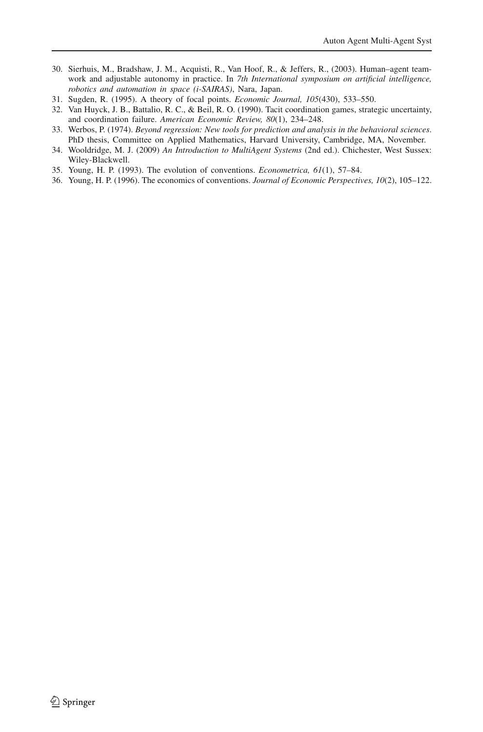30. Sierhuis, M., Bradshaw, J. M., Acquisti, R., Van Hoof, R., & Jeffers, R., (2003). Human–agent teamwork and adjustable autonomy in practice. In *7th International symposium on artificial intelligence, robotics and automation in space (i-SAIRAS)*, Nara, Japan.
31. Sugden, R. (1995). A theory of focal points. *Economic Journal, 105*(430), 533–550.
32. Van Huyck, J. B., Battalio, R. C., & Beil, R. O. (1990). Tacit coordination games, strategic uncertainty, and coordination failure. *American Economic Review, 80*(1), 234–248.
33. Werbos, P. (1974). *Beyond regression: New tools for prediction and analysis in the behavioral sciences*. PhD thesis, Committee on Applied Mathematics, Harvard University, Cambridge, MA, November.
34. Wooldridge, M. J. (2009) *An Introduction to MultiAgent Systems* (2nd ed.). Chichester, West Sussex: Wiley-Blackwell.
35. Young, H. P. (1993). The evolution of conventions. *Econometrica, 61*(1), 57–84.
36. Young, H. P. (1996). The economics of conventions. *Journal of Economic Perspectives, 10*(2), 105–122.